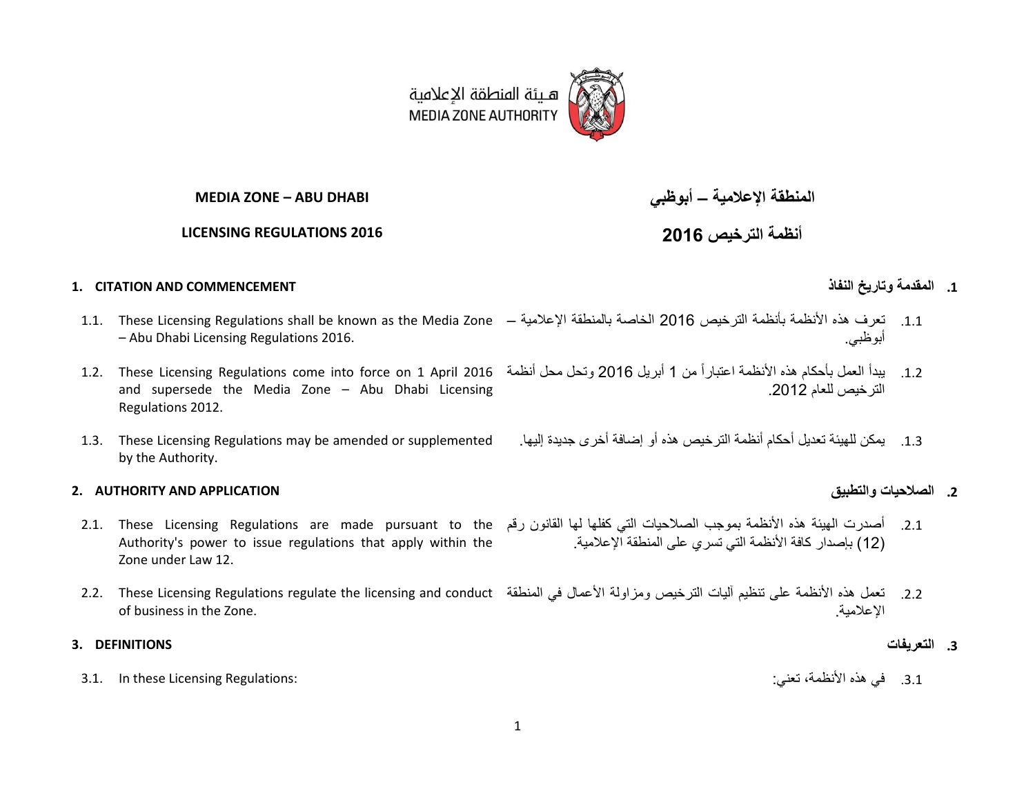هيئة المنطقة الإعلامية
MEDIA ZONE AUTHORITY

# MEDIA ZONE – ABU DHABI

# المنطقة الإعلامية – أبوظبي

## LICENSING REGULATIONS 2016

## أنظمة الترخيص 2016

### 1. CITATION AND COMMENCEMENT

### 1. المقدمة وتاريخ النفاذ

1.1. These Licensing Regulations shall be known as the Media Zone – Abu Dhabi Licensing Regulations 2016.

1.1. تعرف هذه الأنظمة بأنظمة الترخيص 2016 الخاصة بالمنطقة الإعلامية – أبوظبي.

1.2. These Licensing Regulations come into force on 1 April 2016 and supersede the Media Zone – Abu Dhabi Licensing Regulations 2012.

1.2. يبدأ العمل بأحكام هذه الأنظمة اعتباراً من 1 أبريل 2016 وتحل محل أنظمة الترخيص للعام 2012.

1.3. These Licensing Regulations may be amended or supplemented by the Authority.

1.3. يمكن للهيئة تعديل أحكام أنظمة الترخيص هذه أو إضافة أخرى جديدة إليها.

### 2. AUTHORITY AND APPLICATION

### 2. الصلاحيات والتطبيق

2.1. These Licensing Regulations are made pursuant to the Authority's power to issue regulations that apply within the Zone under Law 12.

2.1. أصدرت الهيئة هذه الأنظمة بموجب الصلاحيات التي كفلها لها القانون رقم (12) بإصدار كافة الأنظمة التي تسري على المنطقة الإعلامية.

2.2. These Licensing Regulations regulate the licensing and conduct of business in the Zone.

2.2. تعمل هذه الأنظمة على تنظيم آليات الترخيص ومزاولة الأعمال في المنطقة الإعلامية.

### 3. DEFINITIONS

### 3. التعريفات

3.1. In these Licensing Regulations:

3.1. في هذه الأنظمة، تعني: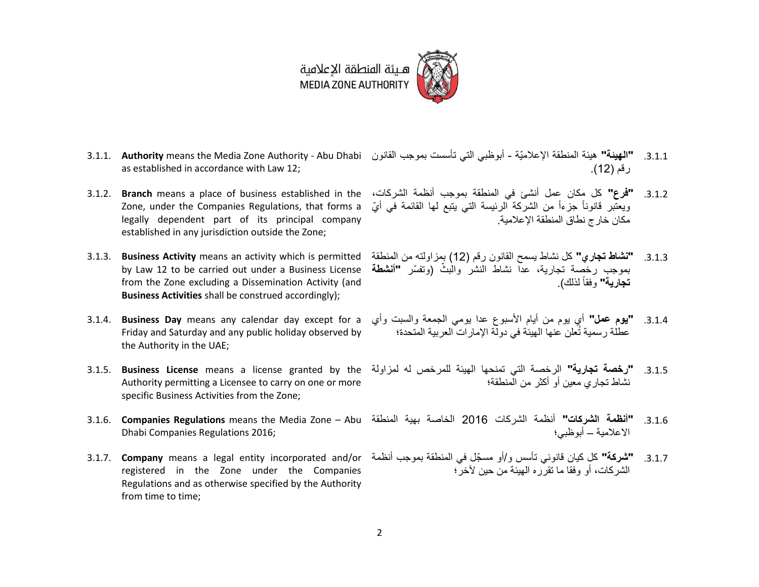هـيئة المنطقة الإعلامية
MEDIA ZONE AUTHORITY

| | |
|---|---|
| 3.1.1. **Authority** means the Media Zone Authority - Abu Dhabi as established in accordance with Law 12; | 3.1.1. **"الهيئة"** هيئة المنطقة الإعلاميّة - أبوظبي التي تأسست بموجب القانون رقم (12). |
| 3.1.2. **Branch** means a place of business established in the Zone, under the Companies Regulations, that forms a legally dependent part of its principal company established in any jurisdiction outside the Zone; | 3.1.2. **"فرع"** كل مكان عمل أنشئ في المنطقة بموجب أنظمة الشركات، ويعتبر قانوناً جزءاً من الشركة الرئيسة التي يتبع لها القائمة في أيّ مكان خارج نطاق المنطقة الإعلامية. |
| 3.1.3. **Business Activity** means an activity which is permitted by Law 12 to be carried out under a Business License from the Zone excluding a Dissemination Activity (and **Business Activities** shall be construed accordingly); | 3.1.3. **"نشاط تجاري"** كل نشاط يسمح القانون رقم (12) بمزاولته من المنطقة بموجب رخصة تجارية، عدا نشاط النشر والبثّ (وتفسّر **"أنشطة تجارية"** وفقاً لذلك). |
| 3.1.4. **Business Day** means any calendar day except for a Friday and Saturday and any public holiday observed by the Authority in the UAE; | 3.1.4. **"يوم عمل"** أي يوم من أيام الأسبوع عدا يومي الجمعة والسبت وأي عطلة رسمية تُعلن عنها الهيئة في دولة الإمارات العربية المتحدة؛ |
| 3.1.5. **Business License** means a license granted by the Authority permitting a Licensee to carry on one or more specific Business Activities from the Zone; | 3.1.5. **"رخصة تجارية"** الرخصة التي تمنحها الهيئة للمرخص له لمزاولة نشاط تجاري معين أو أكثر من المنطقة؛ |
| 3.1.6. **Companies Regulations** means the Media Zone – Abu Dhabi Companies Regulations 2016; | 3.1.6. **"أنظمة الشركات"** أنظمة الشركات 2016 الخاصة بهية المنطقة الاعلامية – أبوظبي؛ |
| 3.1.7. **Company** means a legal entity incorporated and/or registered in the Zone under the Companies Regulations and as otherwise specified by the Authority from time to time; | 3.1.7. **"شركة"** كل كيان قانوني تأسس و/أو مسجّل في المنطقة بموجب أنظمة الشركات، أو وفقا ما تقرره الهيئة من حين لآخر؛ |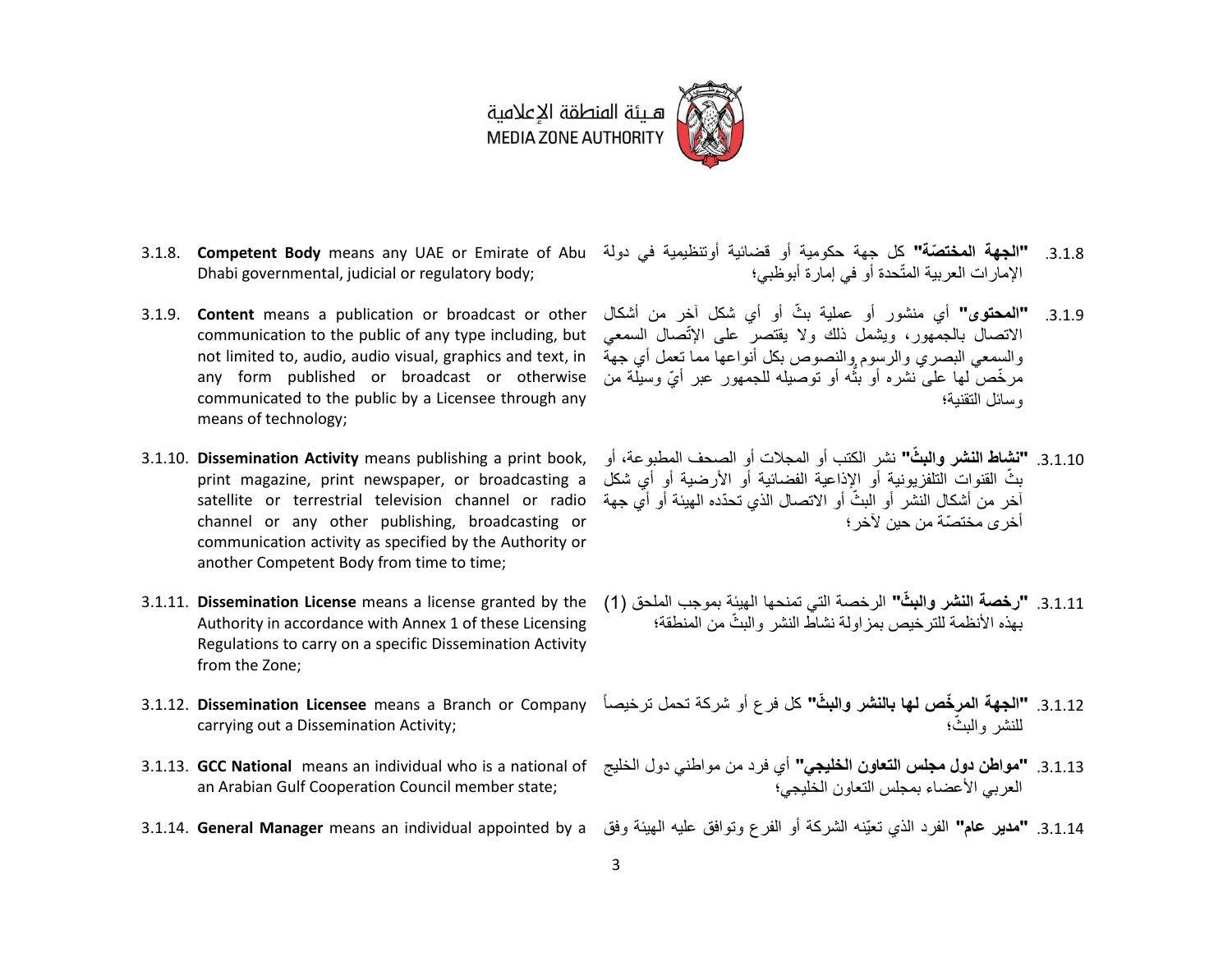3.1.8. **Competent Body** means any UAE or Emirate of Abu Dhabi governmental, judicial or regulatory body;

3.1.8. **"الجهة المختصّة"** كل جهة حكومية أو قضائية أوتنظيمية في دولة الإمارات العربية المتّحدة أو في إمارة أبوظبي؛

3.1.9. **Content** means a publication or broadcast or other communication to the public of any type including, but not limited to, audio, audio visual, graphics and text, in any form published or broadcast or otherwise communicated to the public by a Licensee through any means of technology;

3.1.9. **"المحتوى"** أي منشور أو عملية بثّ أو أي شكل آخر من أشكال الاتصال بالجمهور، ويشمل ذلك ولا يقتصر على الإتّصال السمعي والسمعي البصري والرسوم والنصوص بكل أنواعها مما تعمل أي جهة مرخّص لها على نشره أو بثّه أو توصيله للجمهور عبر أيّ وسيلة من وسائل التقنية؛

3.1.10. **Dissemination Activity** means publishing a print book, print magazine, print newspaper, or broadcasting a satellite or terrestrial television channel or radio channel or any other publishing, broadcasting or communication activity as specified by the Authority or another Competent Body from time to time;

3.1.10. **"نشاط النشر والبثّ"** نشر الكتب أو المجلات أو الصحف المطبوعة، أو بثّ القنوات التلفزيونية أو الإذاعية الفضائية أو الأرضية أو أي شكل آخر من أشكال النشر أو البثّ أو الاتصال الذي تحدّده الهيئة أو أي جهة أخرى مختصّة من حين لآخر؛

3.1.11. **Dissemination License** means a license granted by the Authority in accordance with Annex 1 of these Licensing Regulations to carry on a specific Dissemination Activity from the Zone;

3.1.11. **"رخصة النشر والبثّ"** الرخصة التي تمنحها الهيئة بموجب الملحق (1) بهذه الأنظمة للترخيص بمزاولة نشاط النشر والبثّ من المنطقة؛

3.1.12. **Dissemination Licensee** means a Branch or Company carrying out a Dissemination Activity;

3.1.12. **"الجهة المرخّص لها بالنشر والبثّ"** كل فرع أو شركة تحمل ترخيصاً للنشر والبثّ؛

3.1.13. **GCC National** means an individual who is a national of an Arabian Gulf Cooperation Council member state;

3.1.13. **"مواطن دول مجلس التعاون الخليجي"** أي فرد من مواطني دول الخليج العربي الأعضاء بمجلس التعاون الخليجي؛

3.1.14. **General Manager** means an individual appointed by a

3.1.14. **"مدير عام"** الفرد الذي تعيّنه الشركة أو الفرع وتوافق عليه الهيئة وفق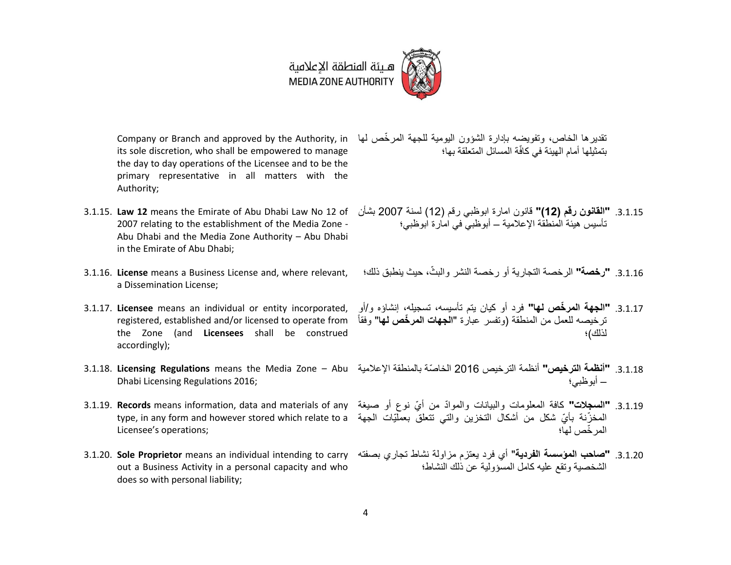Company or Branch and approved by the Authority, in its sole discretion, who shall be empowered to manage the day to day operations of the Licensee and to be the primary representative in all matters with the Authority;

تقديرها الخاص، وتفويضه بإدارة الشؤون اليومية للجهة المرخّص لها بتمثيلها أمام الهيئة في كافّة المسائل المتعلقة بها؛

3.1.15. **Law 12** means the Emirate of Abu Dhabi Law No 12 of 2007 relating to the establishment of the Media Zone - Abu Dhabi and the Media Zone Authority – Abu Dhabi in the Emirate of Abu Dhabi;

3.1.15. **"القانون رقم (12)"** قانون امارة ابوظبي رقم (12) لسنة 2007 بشأن تأسيس هيئة المنطقة الإعلامية – أبوظبي في امارة ابوظبي؛

3.1.16. **License** means a Business License and, where relevant, a Dissemination License;

3.1.16. **"رخصة"** الرخصة التجارية أو رخصة النشر والبثّ، حيث ينطبق ذلك؛

3.1.17. **Licensee** means an individual or entity incorporated, registered, established and/or licensed to operate from the Zone (and **Licensees** shall be construed accordingly);

3.1.17. **"الجهة المرخّص لها"** فرد أو كيان يتم تأسيسه، تسجيله، إنشاؤه و/أو ترخيصه للعمل من المنطقة (وتفسر عبارة **"الجهات المرخّص لها"** وفقاً لذلك)؛

3.1.18. **Licensing Regulations** means the Media Zone – Abu Dhabi Licensing Regulations 2016;

3.1.18. **"أنظمة الترخيص"** أنظمة الترخيص 2016 الخاصّة بالمنطقة الإعلامية – أبوظبي؛

3.1.19. **Records** means information, data and materials of any type, in any form and however stored which relate to a Licensee's operations;

3.1.19. **"السجلات"** كافة المعلومات والبيانات والموادّ من أيّ نوع أو صيغة المخزّنة بأيّ شكل من أشكال التخزين والتي تتعلق بعمليّات الجهة المرخّص لها؛

3.1.20. **Sole Proprietor** means an individual intending to carry out a Business Activity in a personal capacity and who does so with personal liability;

3.1.20. **"صاحب المؤسسة الفردية"** أي فرد يعتزم مزاولة نشاط تجاري بصفته الشخصية وتقع عليه كامل المسؤولية عن ذلك النشاط؛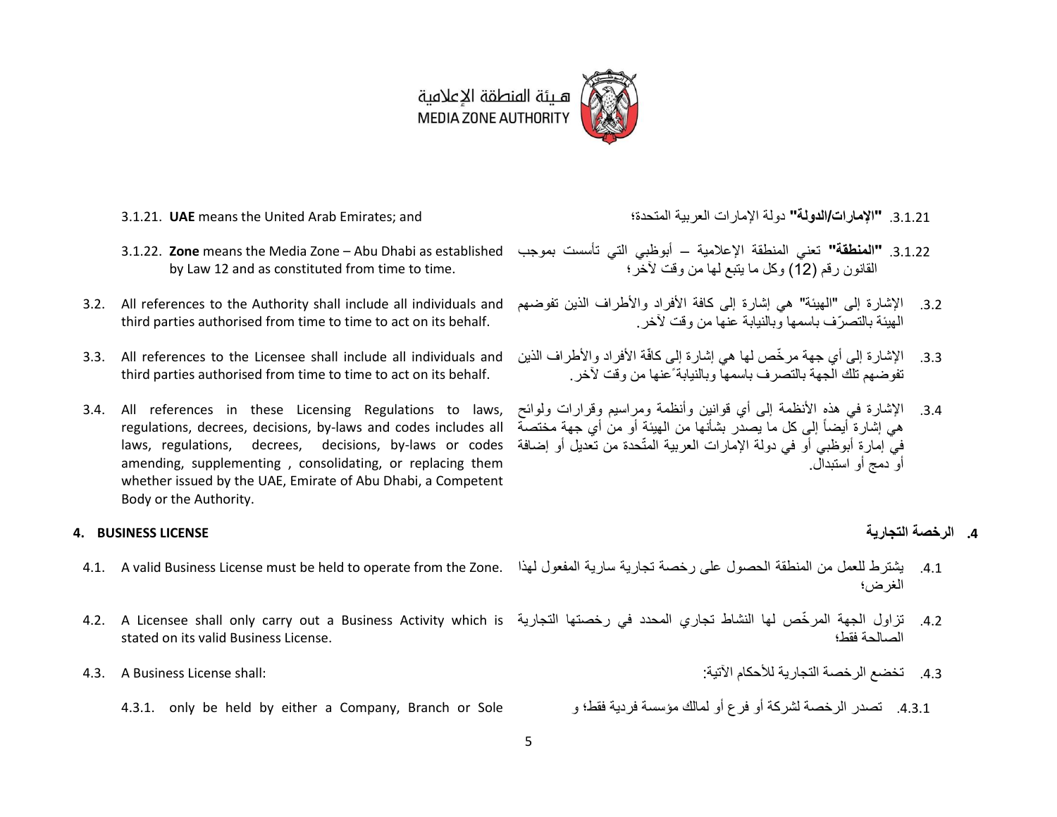3.1.21. **UAE** means the United Arab Emirates; and

3.1.21. **"الإمارات/الدولة"** دولة الإمارات العربية المتحدة؛

3.1.22. **Zone** means the Media Zone – Abu Dhabi as established by Law 12 and as constituted from time to time.

3.1.22. **"المنطقة"** تعني المنطقة الإعلامية – أبوظبي التي تأسست بموجب القانون رقم (12) وكل ما يتبع لها من وقت لآخر؛

3.2. All references to the Authority shall include all individuals and third parties authorised from time to time to act on its behalf.

3.2. الإشارة إلى "الهيئة" هي إشارة إلى كافة الأفراد والأطراف الذين تفوضهم الهيئة بالتصرّف باسمها وبالنيابة عنها من وقت لآخر.

3.3. All references to the Licensee shall include all individuals and third parties authorised from time to time to act on its behalf.

3.3. الإشارة إلى أي جهة مرخّص لها هي إشارة إلى كافّة الأفراد والأطراف الذين تفوضهم تلك الجهة بالتصرف باسمها وبالنيابةً عنها من وقت لآخر.

3.4. All references in these Licensing Regulations to laws, regulations, decrees, decisions, by-laws and codes includes all laws, regulations, decrees, decisions, by-laws or codes amending, supplementing , consolidating, or replacing them whether issued by the UAE, Emirate of Abu Dhabi, a Competent Body or the Authority.

3.4. الإشارة في هذه الأنظمة إلى أي قوانين وأنظمة ومراسيم وقرارات ولوائح هي إشارة أيضاً إلى كل ما يصدر بشأنها من الهيئة أو من أي جهة مختصة في إمارة أبوظبي أو في دولة الإمارات العربية المتّحدة من تعديل أو إضافة أو دمج أو استبدال.

## 4. BUSINESS LICENSE

## 4. الرخصة التجارية

4.1. A valid Business License must be held to operate from the Zone.

4.1. يشترط للعمل من المنطقة الحصول على رخصة تجارية سارية المفعول لهذا الغرض؛

4.2. A Licensee shall only carry out a Business Activity which is stated on its valid Business License.

4.2. تزاول الجهة المرخّص لها النشاط تجاري المحدد في رخصتها التجارية الصالحة فقط؛

4.3. A Business License shall:

4.3. تخضع الرخصة التجارية للأحكام الآتية:

4.3.1. only be held by either a Company, Branch or Sole

4.3.1. تصدر الرخصة لشركة أو فرع أو لمالك مؤسسة فردية فقط؛ و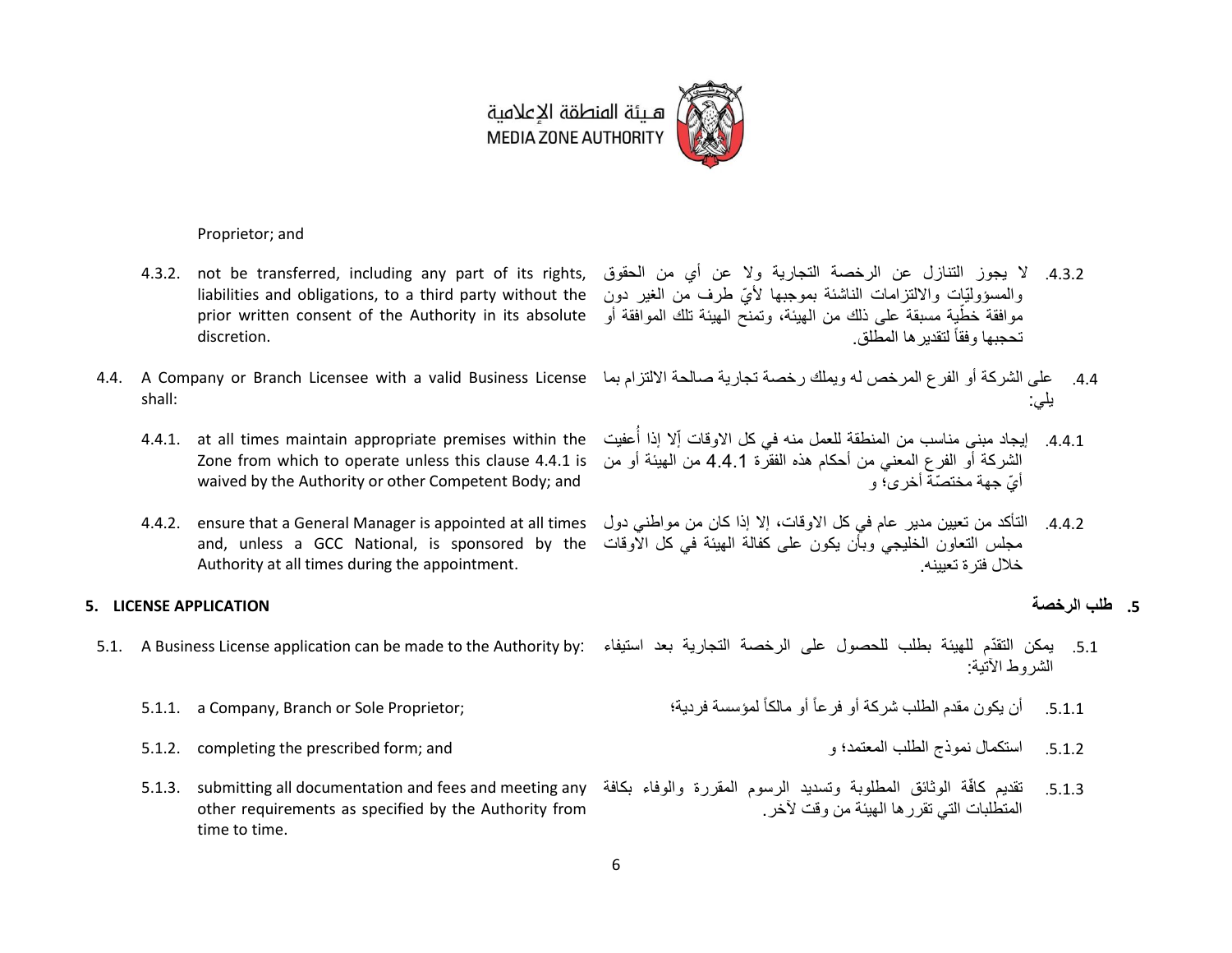Proprietor; and

4.3.2. not be transferred, including any part of its rights, liabilities and obligations, to a third party without the prior written consent of the Authority in its absolute discretion.

4.3.2. لا يجوز التنازل عن الرخصة التجارية ولا عن أي من الحقوق والمسؤوليّات والالتزامات الناشئة بموجبها لأيّ طرف من الغير دون موافقة خطّية مسبقة على ذلك من الهيئة، وتمنح الهيئة تلك الموافقة أو تحجبها وفقاً لتقديرها المطلق.

4.4. A Company or Branch Licensee with a valid Business License shall:

4.4. على الشركة أو الفرع المرخص له ويملك رخصة تجارية صالحة الالتزام بما يلي:

4.4.1. at all times maintain appropriate premises within the Zone from which to operate unless this clause 4.4.1 is waived by the Authority or other Competent Body; and

4.4.1. إيجاد مبنى مناسب من المنطقة للعمل منه في كل الاوقات إلّا إذا أُعفيت الشركة أو الفرع المعني من أحكام هذه الفقرة 4.4.1 من الهيئة أو من أيّ جهة مختصّة أخرى؛ و

4.4.2. ensure that a General Manager is appointed at all times and, unless a GCC National, is sponsored by the Authority at all times during the appointment.

4.4.2. التأكد من تعيين مدير عام في كل الاوقات، إلا إذا كان من مواطني دول مجلس التعاون الخليجي وبأن يكون على كفالة الهيئة في كل الاوقات خلال فترة تعيينه.

## 5. LICENSE APPLICATION

## 5. طلب الرخصة

5.1. A Business License application can be made to the Authority by:

5.1. يمكن التقدّم للهيئة بطلب للحصول على الرخصة التجارية بعد استيفاء الشروط الآتية:

5.1.1. a Company, Branch or Sole Proprietor;

5.1.1. أن يكون مقدم الطلب شركة أو فرعاً أو مالكاً لمؤسسة فردية؛

5.1.2. completing the prescribed form; and

5.1.2. استكمال نموذج الطلب المعتمد؛ و

5.1.3. submitting all documentation and fees and meeting any other requirements as specified by the Authority from time to time.

5.1.3. تقديم كافّة الوثائق المطلوبة وتسديد الرسوم المقررة والوفاء بكافة المتطلبات التي تقررها الهيئة من وقت لآخر.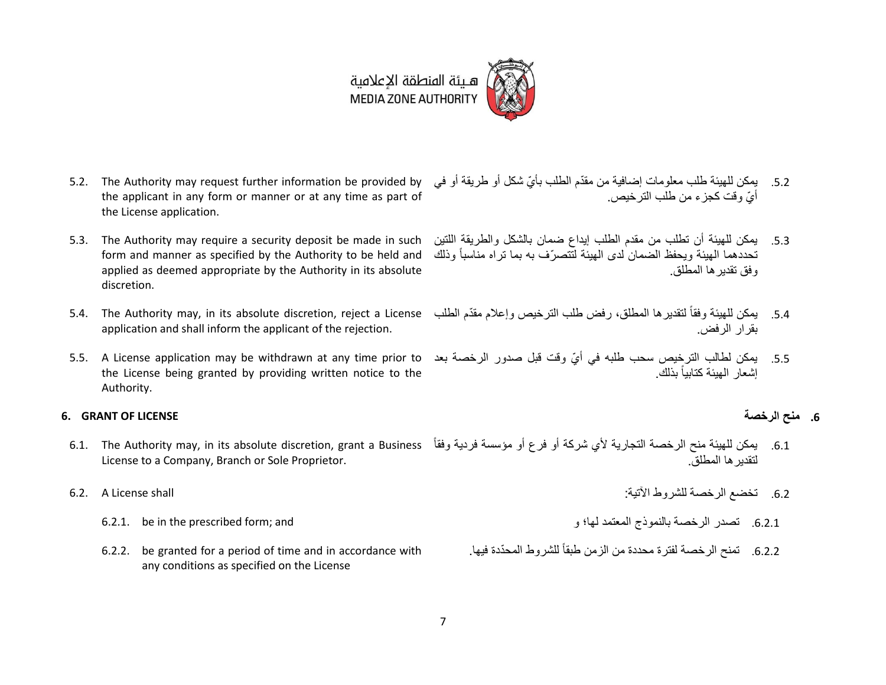- 5.2. The Authority may request further information be provided by the applicant in any form or manner or at any time as part of the License application.

- 5.2. يمكن للهيئة طلب معلومات إضافية من مقدّم الطلب بأيّ شكل أو طريقة أو في أيّ وقت كجزء من طلب الترخيص.

- 5.3. The Authority may require a security deposit be made in such form and manner as specified by the Authority to be held and applied as deemed appropriate by the Authority in its absolute discretion.

- 5.3. يمكن للهيئة أن تطلب من مقدم الطلب إيداع ضمان بالشكل والطريقة اللتين تحددهما الهيئة ويحفظ الضمان لدى الهيئة لتتصرّف به بما تراه مناسباً وذلك وفق تقديرها المطلق.

- 5.4. The Authority may, in its absolute discretion, reject a License application and shall inform the applicant of the rejection.

- 5.4. يمكن للهيئة وفقاً لتقديرها المطلق، رفض طلب الترخيص وإعلام مقدّم الطلب بقرار الرفض.

- 5.5. A License application may be withdrawn at any time prior to the License being granted by providing written notice to the Authority.

- 5.5. يمكن لطالب الترخيص سحب طلبه في أيّ وقت قبل صدور الرخصة بعد إشعار الهيئة كتابياً بذلك.

## 6. GRANT OF LICENSE

## 6. منح الرخصة

- 6.1. The Authority may, in its absolute discretion, grant a Business License to a Company, Branch or Sole Proprietor.

- 6.1. يمكن للهيئة منح الرخصة التجارية لأي شركة أو فرع أو مؤسسة فردية وفقاً لتقديرها المطلق.

- 6.2. A License shall
  - 6.2.1. be in the prescribed form; and
  - 6.2.2. be granted for a period of time and in accordance with any conditions as specified on the License

- 6.2. تخضع الرخصة للشروط الآتية:
  - 6.2.1. تصدر الرخصة بالنموذج المعتمد لها؛ و
  - 6.2.2. تمنح الرخصة لفترة محددة من الزمن طبقاً للشروط المحدّدة فيها.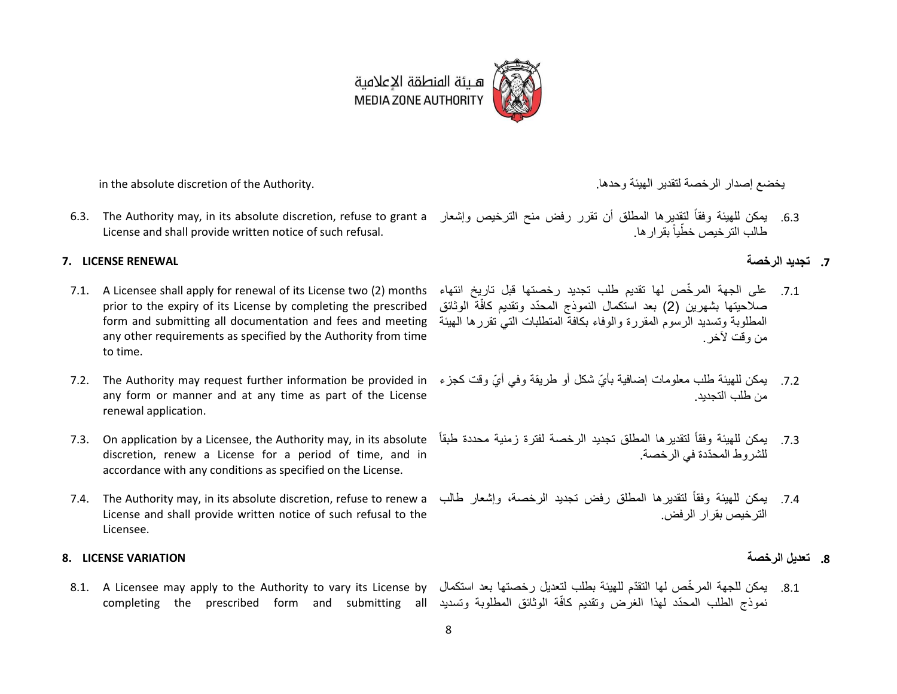in the absolute discretion of the Authority.

يخضع إصدار الرخصة لتقدير الهيئة وحدها.

6.3. The Authority may, in its absolute discretion, refuse to grant a License and shall provide written notice of such refusal.

6.3. يمكن للهيئة وفقاً لتقديرها المطلق أن تقرر رفض منح الترخيص وإشعار طالب الترخيص خطّياً بقرارها.

## 7. LICENSE RENEWAL

## 7. تجديد الرخصة

7.1. A Licensee shall apply for renewal of its License two (2) months prior to the expiry of its License by completing the prescribed form and submitting all documentation and fees and meeting any other requirements as specified by the Authority from time to time.

7.1. على الجهة المرخّص لها تقديم طلب تجديد رخصتها قبل تاريخ انتهاء صلاحيتها بشهرين (2) بعد استكمال النموذج المحدّد وتقديم كافّة الوثائق المطلوبة وتسديد الرسوم المقررة والوفاء بكافة المتطلبات التي تقررها الهيئة من وقت لآخر.

7.2. The Authority may request further information be provided in any form or manner and at any time as part of the License renewal application.

7.2. يمكن للهيئة طلب معلومات إضافية بأيّ شكل أو طريقة وفي أيّ وقت كجزء من طلب التجديد.

7.3. On application by a Licensee, the Authority may, in its absolute discretion, renew a License for a period of time, and in accordance with any conditions as specified on the License.

7.3. يمكن للهيئة وفقاً لتقديرها المطلق تجديد الرخصة لفترة زمنية محددة طبقاً للشروط المحدّدة في الرخصة.

7.4. The Authority may, in its absolute discretion, refuse to renew a License and shall provide written notice of such refusal to the Licensee.

7.4. يمكن للهيئة وفقاً لتقديرها المطلق رفض تجديد الرخصة، وإشعار طالب الترخيص بقرار الرفض.

## 8. LICENSE VARIATION

## 8. تعديل الرخصة

8.1. A Licensee may apply to the Authority to vary its License by completing the prescribed form and submitting all

8.1. يمكن للجهة المرخّص لها التقدّم للهيئة بطلب لتعديل رخصتها بعد استكمال نموذج الطلب المحدّد لهذا الغرض وتقديم كافّة الوثائق المطلوبة وتسديد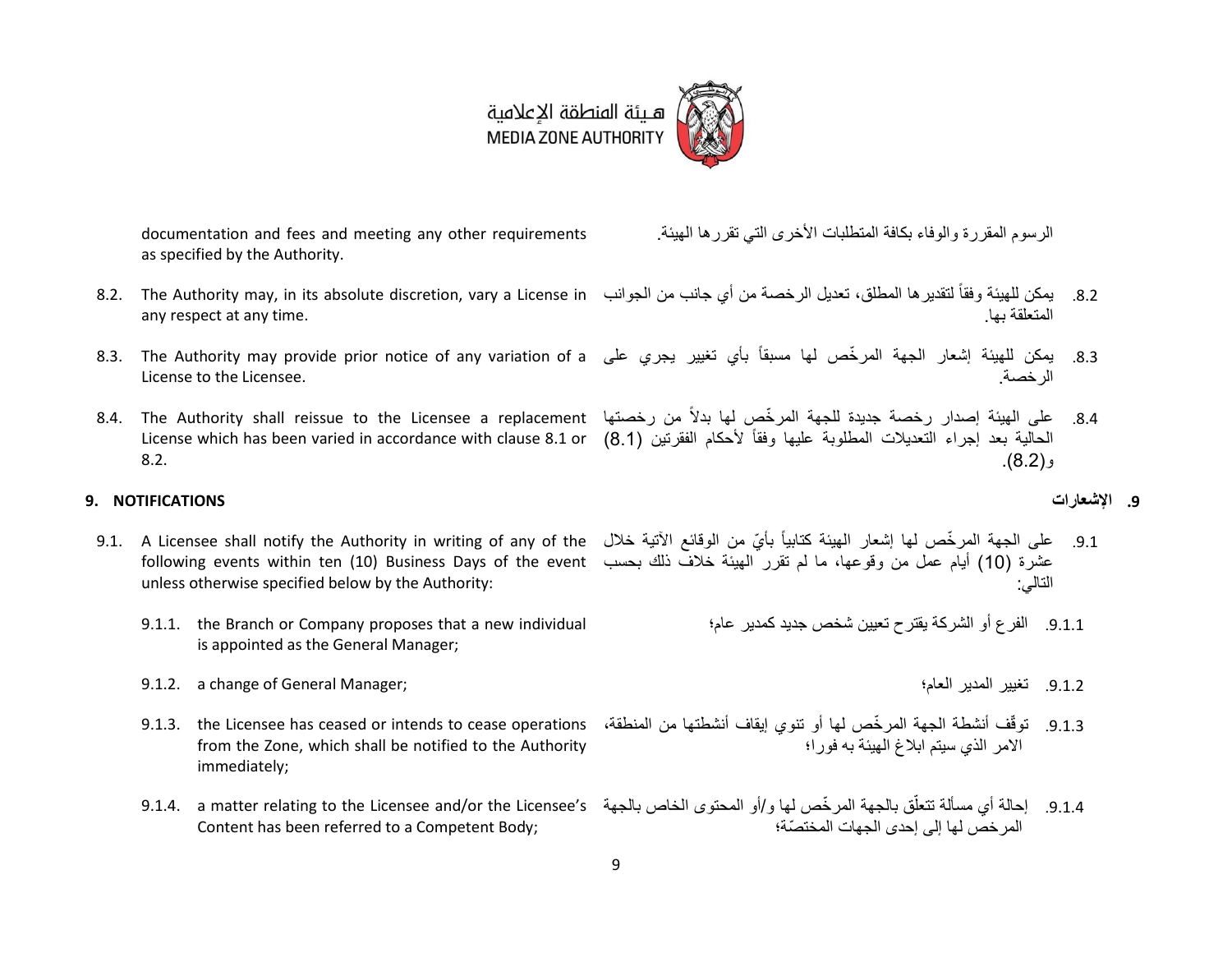documentation and fees and meeting any other requirements as specified by the Authority.

الرسوم المقررة والوفاء بكافة المتطلبات الأخرى التي تقررها الهيئة.

8.2. The Authority may, in its absolute discretion, vary a License in any respect at any time.

8.2. يمكن للهيئة وفقاً لتقديرها المطلق، تعديل الرخصة من أي جانب من الجوانب المتعلقة بها.

8.3. The Authority may provide prior notice of any variation of a License to the Licensee.

8.3. يمكن للهيئة إشعار الجهة المرخّص لها مسبقاً بأي تغيير يجري على الرخصة.

8.4. The Authority shall reissue to the Licensee a replacement License which has been varied in accordance with clause 8.1 or 8.2.

8.4. على الهيئة إصدار رخصة جديدة للجهة المرخّص لها بدلاً من رخصتها الحالية بعد إجراء التعديلات المطلوبة عليها وفقاً لأحكام الفقرتين (8.1) و(8.2).

## 9. NOTIFICATIONS

## 9. الإشعارات

9.1. A Licensee shall notify the Authority in writing of any of the following events within ten (10) Business Days of the event unless otherwise specified below by the Authority:

9.1. على الجهة المرخّص لها إشعار الهيئة كتابياً بأيّ من الوقائع الآتية خلال عشرة (10) أيام عمل من وقوعها، ما لم تقرر الهيئة خلاف ذلك بحسب التالي:

9.1.1. the Branch or Company proposes that a new individual is appointed as the General Manager;

9.1.1. الفرع أو الشركة يقترح تعيين شخص جديد كمدير عام؛

9.1.2. a change of General Manager;

9.1.2. تغيير المدير العام؛

9.1.3. the Licensee has ceased or intends to cease operations from the Zone, which shall be notified to the Authority immediately;

9.1.3. توقّف أنشطة الجهة المرخّص لها أو تنوي إيقاف أنشطتها من المنطقة، الامر الذي سيتم ابلاغ الهيئة به فورا؛

9.1.4. a matter relating to the Licensee and/or the Licensee's Content has been referred to a Competent Body;

9.1.4. إحالة أي مسألة تتعلّق بالجهة المرخّص لها و/أو المحتوى الخاص بالجهة المرخص لها إلى إحدى الجهات المختصّة؛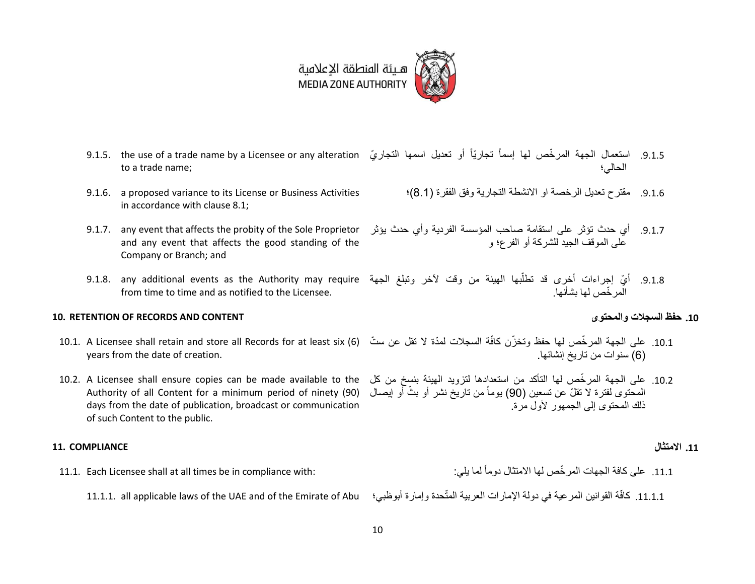هـيئة المنطقة الإعلامية
MEDIA ZONE AUTHORITY

| | |
|---|---|
| 9.1.5. the use of a trade name by a Licensee or any alteration to a trade name; | 9.1.5. استعمال الجهة المرخّص لها إسماً تجارياً أو تعديل اسمها التجاريّ الحالي؛ |
| 9.1.6. a proposed variance to its License or Business Activities in accordance with clause 8.1; | 9.1.6. مقترح تعديل الرخصة او الانشطة التجارية وفق الفقرة (8.1)؛ |
| 9.1.7. any event that affects the probity of the Sole Proprietor and any event that affects the good standing of the Company or Branch; and | 9.1.7. أي حدث تؤثر على استقامة صاحب المؤسسة الفردية وأي حدث يؤثر على الموقف الجيد للشركة أو الفرع؛ و |
| 9.1.8. any additional events as the Authority may require from time to time and as notified to the Licensee. | 9.1.8. أيّ إجراءات أخرى قد تطلّبها الهيئة من وقت لآخر وتبلغ الجهة المرخّص لها بشأنها. |

## 10. RETENTION OF RECORDS AND CONTENT

## 10. حفظ السجلات والمحتوى

| | |
|---|---|
| 10.1. A Licensee shall retain and store all Records for at least six (6) years from the date of creation. | 10.1. على الجهة المرخّص لها حفظ وتخزّن كافّة السجلات لمدّة لا تقل عن ستّ (6) سنوات من تاريخ إنشائها. |
| 10.2. A Licensee shall ensure copies can be made available to the Authority of all Content for a minimum period of ninety (90) days from the date of publication, broadcast or communication of such Content to the public. | 10.2. على الجهة المرخّص لها التأكد من استعدادها لتزويد الهيئة بنسخ من كل المحتوى لفترة لا تقلّ عن تسعين (90) يوماً من تاريخ نشر أو بثّ أو إيصال ذلك المحتوى إلى الجمهور لأول مرة. |

## 11. COMPLIANCE

## 11. الامتثال

| | |
|---|---|
| 11.1. Each Licensee shall at all times be in compliance with: | 11.1. على كافة الجهات المرخّص لها الامتثال دوماً لما يلي: |
| 11.1.1. all applicable laws of the UAE and of the Emirate of Abu | 11.1.1. كافّة القوانين المرعية في دولة الإمارات العربية المتّحدة وإمارة أبوظبي؛ |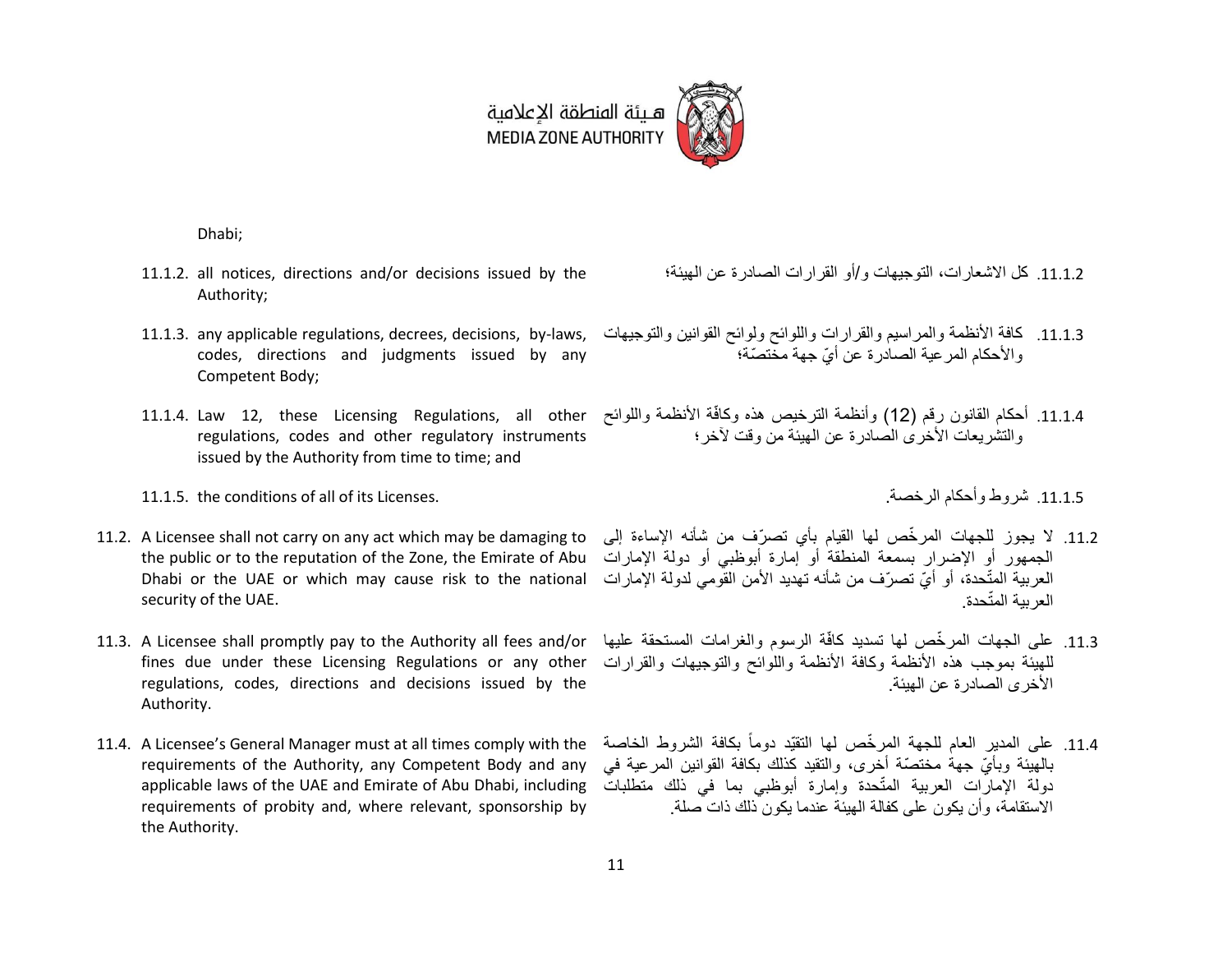Dhabi;

11.1.2. all notices, directions and/or decisions issued by the Authority;

11.1.3. any applicable regulations, decrees, decisions, by-laws, codes, directions and judgments issued by any Competent Body;

11.1.4. Law 12, these Licensing Regulations, all other regulations, codes and other regulatory instruments issued by the Authority from time to time; and

11.1.5. the conditions of all of its Licenses.

11.2. A Licensee shall not carry on any act which may be damaging to the public or to the reputation of the Zone, the Emirate of Abu Dhabi or the UAE or which may cause risk to the national security of the UAE.

11.3. A Licensee shall promptly pay to the Authority all fees and/or fines due under these Licensing Regulations or any other regulations, codes, directions and decisions issued by the Authority.

11.4. A Licensee's General Manager must at all times comply with the requirements of the Authority, any Competent Body and any applicable laws of the UAE and Emirate of Abu Dhabi, including requirements of probity and, where relevant, sponsorship by the Authority.

11.1.2. كل الاشعارات، التوجيهات و/أو القرارات الصادرة عن الهيئة؛

11.1.3. كافة الأنظمة والمراسيم والقرارات واللوائح ولوائح القوانين والتوجيهات والأحكام المرعية الصادرة عن أيّ جهة مختصّة؛

11.1.4. أحكام القانون رقم (12) وأنظمة الترخيص هذه وكافّة الأنظمة واللوائح والتشريعات الأخرى الصادرة عن الهيئة من وقت لآخر؛

11.1.5. شروط وأحكام الرخصة.

11.2. لا يجوز للجهات المرخّص لها القيام بأي تصرّف من شأنه الإساءة إلى الجمهور أو الإضرار بسمعة المنطقة أو إمارة أبوظبي أو دولة الإمارات العربية المتّحدة، أو أيّ تصرّف من شأنه تهديد الأمن القومي لدولة الإمارات العربية المتّحدة.

11.3. على الجهات المرخّص لها تسديد كافّة الرسوم والغرامات المستحقة عليها للهيئة بموجب هذه الأنظمة وكافة الأنظمة واللوائح والتوجيهات والقرارات الأخرى الصادرة عن الهيئة.

11.4. على المدير العام للجهة المرخّص لها التقيّد دوماً بكافة الشروط الخاصة بالهيئة وبأيّ جهة مختصّة أخرى، والتقيد كذلك بكافة القوانين المرعية في دولة الإمارات العربية المتّحدة وإمارة أبوظبي بما في ذلك متطلبات الاستقامة، وأن يكون على كفالة الهيئة عندما يكون ذلك ذات صلة.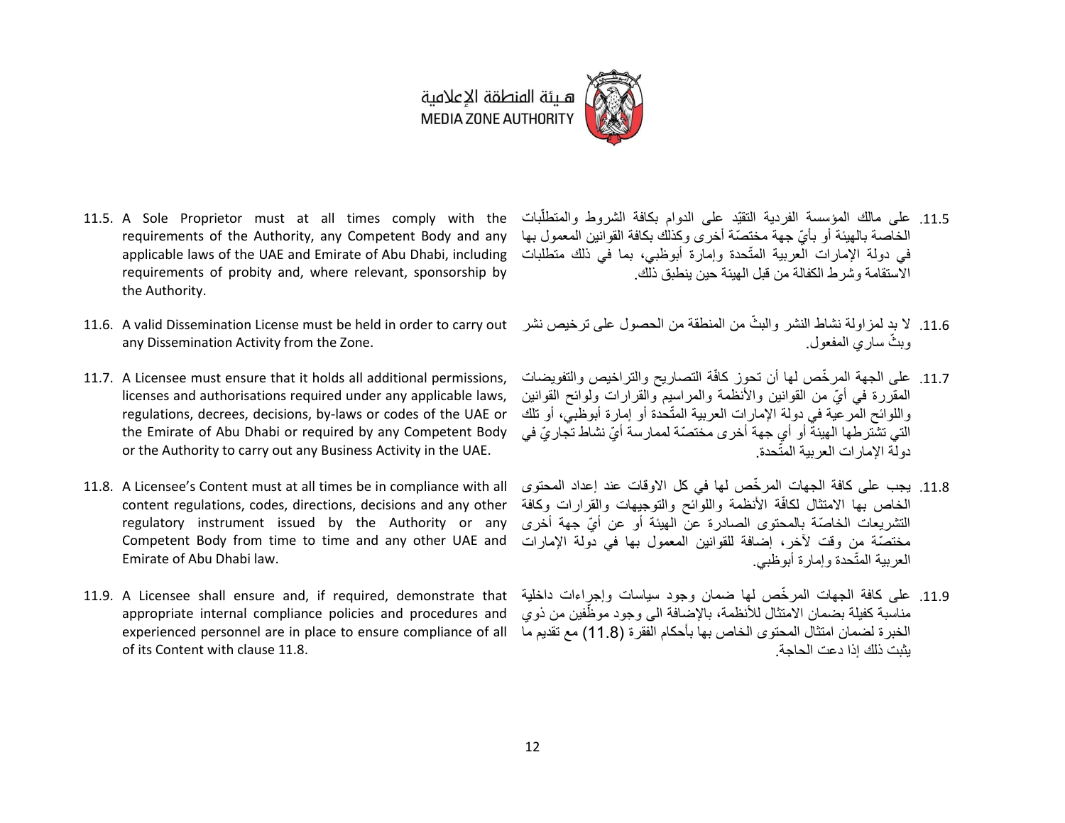11.5. A Sole Proprietor must at all times comply with the requirements of the Authority, any Competent Body and any applicable laws of the UAE and Emirate of Abu Dhabi, including requirements of probity and, where relevant, sponsorship by the Authority.

11.5. على مالك المؤسسة الفردية التقيّد على الدوام بكافة الشروط والمتطلّبات الخاصة بالهيئة أو بأيّ جهة مختصّة أخرى وكذلك بكافة القوانين المعمول بها في دولة الإمارات العربية المتّحدة وإمارة أبوظبي، بما في ذلك متطلبات الاستقامة وشرط الكفالة من قبل الهيئة حين ينطبق ذلك.

11.6. A valid Dissemination License must be held in order to carry out any Dissemination Activity from the Zone.

11.6. لا بد لمزاولة نشاط النشر والبثّ من المنطقة من الحصول على ترخيص نشر وبثّ ساري المفعول.

11.7. A Licensee must ensure that it holds all additional permissions, licenses and authorisations required under any applicable laws, regulations, decrees, decisions, by-laws or codes of the UAE or the Emirate of Abu Dhabi or required by any Competent Body or the Authority to carry out any Business Activity in the UAE.

11.7. على الجهة المرخّص لها أن تحوز كافّة التصاريح والتراخيص والتفويضات المقررة في أيّ من القوانين والأنظمة والمراسيم والقرارات ولوائح القوانين واللوائح المرعية في دولة الإمارات العربية المتّحدة أو إمارة أبوظبي، أو تلك التي تشترطها الهيئة أو أي جهة أخرى مختصّة لممارسة أيّ نشاط تجاريّ في دولة الإمارات العربية المتّحدة.

11.8. A Licensee's Content must at all times be in compliance with all content regulations, codes, directions, decisions and any other regulatory instrument issued by the Authority or any Competent Body from time to time and any other UAE and Emirate of Abu Dhabi law.

11.8. يجب على كافة الجهات المرخّص لها في كل الاوقات عند إعداد المحتوى الخاص بها الامتثال لكافّة الأنظمة واللوائح والتوجيهات والقرارات وكافة التشريعات الخاصّة بالمحتوى الصادرة عن الهيئة أو عن أيّ جهة أخرى مختصّة من وقت لآخر، إضافة للقوانين المعمول بها في دولة الإمارات العربية المتّحدة وإمارة أبوظبي.

11.9. A Licensee shall ensure and, if required, demonstrate that appropriate internal compliance policies and procedures and experienced personnel are in place to ensure compliance of all of its Content with clause 11.8.

11.9. على كافة الجهات المرخّص لها ضمان وجود سياسات وإجراءات داخلية مناسبة كفيلة بضمان الامتثال للأنظمة، بالإضافة الى وجود موظّفين من ذوي الخبرة لضمان امتثال المحتوى الخاص بها بأحكام الفقرة (11.8) مع تقديم ما يثبت ذلك إذا دعت الحاجة.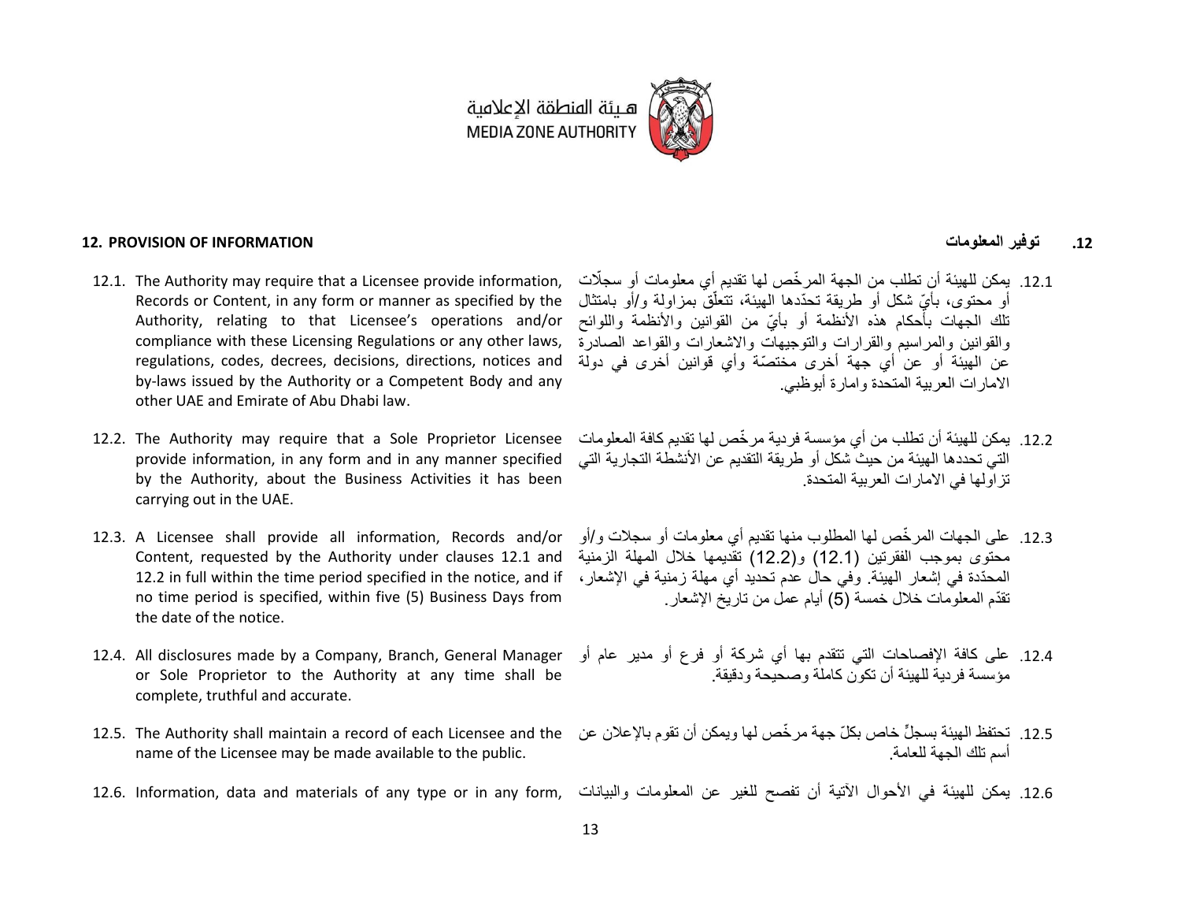## 12. PROVISION OF INFORMATION

## 12. توفير المعلومات

12.1. The Authority may require that a Licensee provide information, Records or Content, in any form or manner as specified by the Authority, relating to that Licensee's operations and/or compliance with these Licensing Regulations or any other laws, regulations, codes, decrees, decisions, directions, notices and by-laws issued by the Authority or a Competent Body and any other UAE and Emirate of Abu Dhabi law.

12.1. يمكن للهيئة أن تطلب من الجهة المرخّص لها تقديم أي معلومات أو سجلّات أو محتوى، بأيّ شكل أو طريقة تحدّدها الهيئة، تتعلّق بمزاولة و/أو بامتثال تلك الجهات بأحكام هذه الأنظمة أو بأيّ من القوانين والأنظمة واللوائح والقوانين والمراسيم والقرارات والتوجيهات والاشعارات والقواعد الصادرة عن الهيئة أو عن أي جهة أخرى مختصّة وأي قوانين أخرى في دولة الامارات العربية المتحدة وامارة أبوظبي.

12.2. The Authority may require that a Sole Proprietor Licensee provide information, in any form and in any manner specified by the Authority, about the Business Activities it has been carrying out in the UAE.

12.2. يمكن للهيئة أن تطلب من أي مؤسسة فردية مرخّص لها تقديم كافة المعلومات التي تحددها الهيئة من حيث شكل أو طريقة التقديم عن الأنشطة التجارية التي تزاولها في الامارات العربية المتحدة.

12.3. A Licensee shall provide all information, Records and/or Content, requested by the Authority under clauses 12.1 and 12.2 in full within the time period specified in the notice, and if no time period is specified, within five (5) Business Days from the date of the notice.

12.3. على الجهات المرخّص لها المطلوب منها تقديم أي معلومات أو سجلات و/أو محتوى بموجب الفقرتين (12.1) و(12.2) تقديمها خلال المهلة الزمنية المحدّدة في إشعار الهيئة. وفي حال عدم تحديد أي مهلة زمنية في الإشعار، تقدّم المعلومات خلال خمسة (5) أيام عمل من تاريخ الإشعار.

12.4. All disclosures made by a Company, Branch, General Manager or Sole Proprietor to the Authority at any time shall be complete, truthful and accurate.

12.4. على كافة الإفصاحات التي تتقدم بها أي شركة أو فرع أو مدير عام أو مؤسسة فردية للهيئة أن تكون كاملة وصحيحة ودقيقة.

12.5. The Authority shall maintain a record of each Licensee and the name of the Licensee may be made available to the public.

12.5. تحتفظ الهيئة بسجلٍّ خاص بكلّ جهة مرخّص لها ويمكن أن تقوم بالإعلان عن أسم تلك الجهة للعامة.

12.6. Information, data and materials of any type or in any form,

12.6. يمكن للهيئة في الأحوال الآتية أن تفصح للغير عن المعلومات والبيانات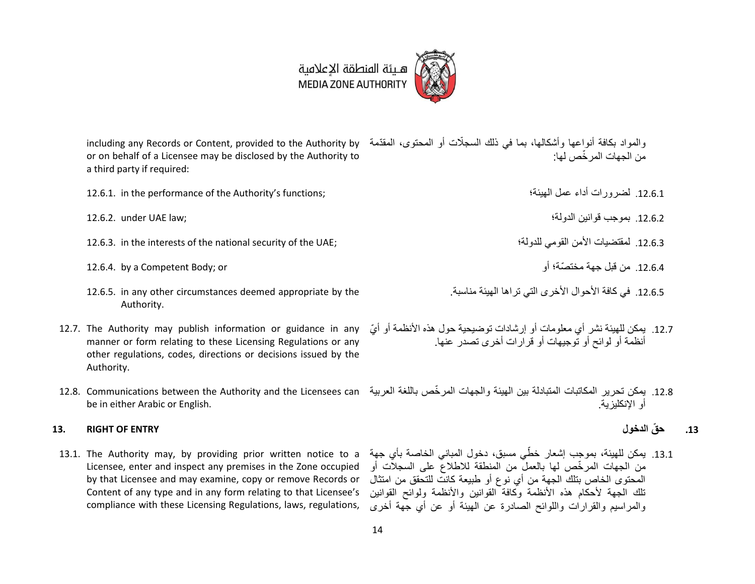including any Records or Content, provided to the Authority by or on behalf of a Licensee may be disclosed by the Authority to a third party if required:

والمواد بكافة أنواعها وأشكالها، بما في ذلك السجلّات أو المحتوى، المقدّمة من الجهات المرخّص لها:

12.6.1. in the performance of the Authority's functions;

12.6.1. لضرورات أداء عمل الهيئة؛

12.6.2. under UAE law;

12.6.2. بموجب قوانين الدولة؛

12.6.3. in the interests of the national security of the UAE;

12.6.3. لمقتضيات الأمن القومي للدولة؛

12.6.4. by a Competent Body; or

12.6.4. من قبل جهة مختصّة؛ أو

12.6.5. in any other circumstances deemed appropriate by the Authority.

12.6.5. في كافة الأحوال الأخرى التي تراها الهيئة مناسبة.

12.7. The Authority may publish information or guidance in any manner or form relating to these Licensing Regulations or any other regulations, codes, directions or decisions issued by the Authority.

12.7. يمكن للهيئة نشر أي معلومات أو إرشادات توضيحية حول هذه الأنظمة أو أيّ أنظمة أو لوائح أو توجيهات أو قرارات أخرى تصدر عنها.

12.8. Communications between the Authority and the Licensees can be in either Arabic or English.

12.8. يمكن تحرير المكاتبات المتبادلة بين الهيئة والجهات المرخّص باللغة العربية أو الإنكليزية.

## 13. RIGHT OF ENTRY

## 13. حقّ الدخول

13.1. The Authority may, by providing prior written notice to a Licensee, enter and inspect any premises in the Zone occupied by that Licensee and may examine, copy or remove Records or Content of any type and in any form relating to that Licensee's compliance with these Licensing Regulations, laws, regulations,

13.1. يمكن للهيئة، بموجب إشعار خطّي مسبق، دخول المباني الخاصة بأي جهة من الجهات المرخّص لها بالعمل من المنطقة للاطلاع على السجلات أو المحتوى الخاص بتلك الجهة من أي نوع أو طبيعة كانت للتحقق من امتثال تلك الجهة لأحكام هذه الأنظمة وكافة القوانين والأنظمة ولوائح القوانين والمراسيم والقرارات واللوائح الصادرة عن الهيئة أو عن أي جهة أخرى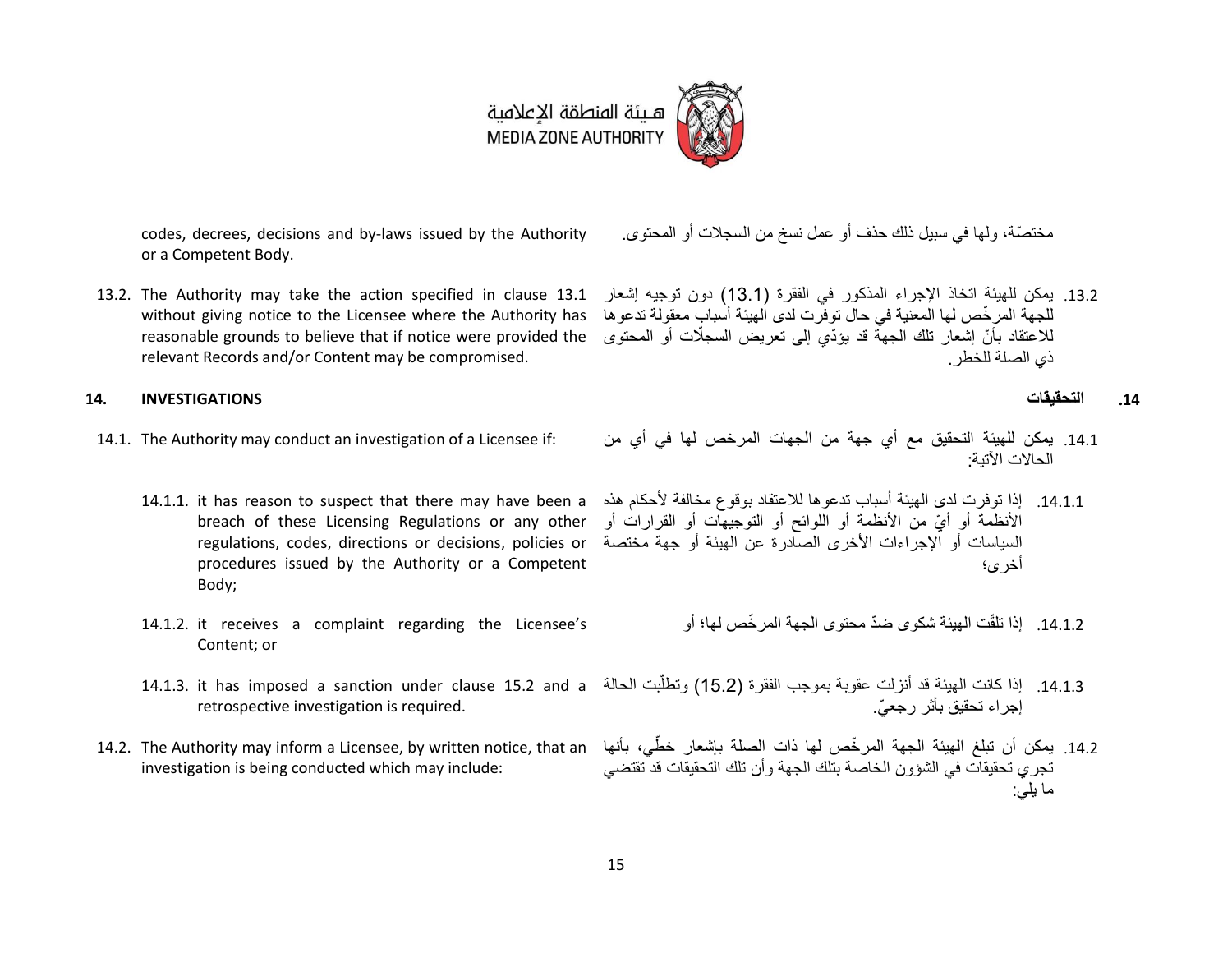codes, decrees, decisions and by-laws issued by the Authority or a Competent Body.

مختصّة، ولها في سبيل ذلك حذف أو عمل نسخ من السجلات أو المحتوى.

13.2. The Authority may take the action specified in clause 13.1 without giving notice to the Licensee where the Authority has reasonable grounds to believe that if notice were provided the relevant Records and/or Content may be compromised.

13.2. يمكن للهيئة اتخاذ الإجراء المذكور في الفقرة (13.1) دون توجيه إشعار للجهة المرخّص لها المعنية في حال توفرت لدى الهيئة أسباب معقولة تدعوها للاعتقاد بأنّ إشعار تلك الجهة قد يؤدّي إلى تعريض السجلّات أو المحتوى ذي الصلة للخطر.

## 14. INVESTIGATIONS

## 14. التحقيقات

14.1. The Authority may conduct an investigation of a Licensee if:

14.1. يمكن للهيئة التحقيق مع أي جهة من الجهات المرخص لها في أي من الحالات الآتية:

14.1.1. it has reason to suspect that there may have been a breach of these Licensing Regulations or any other regulations, codes, directions or decisions, policies or procedures issued by the Authority or a Competent Body;

14.1.1. إذا توفرت لدى الهيئة أسباب تدعوها للاعتقاد بوقوع مخالفة لأحكام هذه الأنظمة أو أيٍّ من الأنظمة أو اللوائح أو التوجيهات أو القرارات أو السياسات أو الإجراءات الأخرى الصادرة عن الهيئة أو جهة مختصة أخرى؛

14.1.2. it receives a complaint regarding the Licensee's Content; or

14.1.2. إذا تلقّت الهيئة شكوى ضدّ محتوى الجهة المرخّص لها؛ أو

14.1.3. it has imposed a sanction under clause 15.2 and a retrospective investigation is required.

14.1.3. إذا كانت الهيئة قد أنزلت عقوبة بموجب الفقرة (15.2) وتطلّبت الحالة إجراء تحقيق بأثر رجعيّ.

14.2. The Authority may inform a Licensee, by written notice, that an investigation is being conducted which may include:

14.2. يمكن أن تبلغ الهيئة الجهة المرخّص لها ذات الصلة بإشعار خطّي، بأنها تجري تحقيقات في الشؤون الخاصة بتلك الجهة وأن تلك التحقيقات قد تقتضي ما يلي: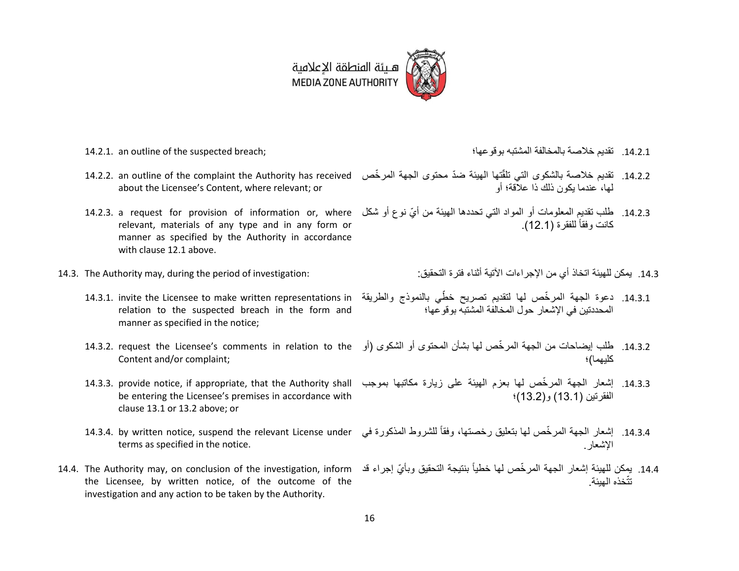14.2.1. an outline of the suspected breach;

14.2.1. تقديم خلاصة بالمخالفة المشتبه بوقوعها؛

14.2.2. an outline of the complaint the Authority has received about the Licensee's Content, where relevant; or

14.2.2. تقديم خلاصة بالشكوى التي تلقّتها الهيئة ضدّ محتوى الجهة المرخّص لها، عندما يكون ذلك ذا علاقة؛ أو

14.2.3. a request for provision of information or, where relevant, materials of any type and in any form or manner as specified by the Authority in accordance with clause 12.1 above.

14.2.3. طلب تقديم المعلومات أو المواد التي تحددها الهيئة من أيّ نوع أو شكل كانت وفقاً للفقرة (12.1).

14.3. The Authority may, during the period of investigation:

14.3. يمكن للهيئة اتخاذ أي من الإجراءات الآتية أثناء فترة التحقيق:

14.3.1. invite the Licensee to make written representations in relation to the suspected breach in the form and manner as specified in the notice;

14.3.1. دعوة الجهة المرخّص لها لتقديم تصريح خطّي بالنموذج والطريقة المحددتين في الإشعار حول المخالفة المشتبه بوقوعها؛

14.3.2. request the Licensee's comments in relation to the Content and/or complaint;

14.3.2. طلب إيضاحات من الجهة المرخّص لها بشأن المحتوى أو الشكوى (أو كليهما)؛

14.3.3. provide notice, if appropriate, that the Authority shall be entering the Licensee's premises in accordance with clause 13.1 or 13.2 above; or

14.3.3. إشعار الجهة المرخّص لها بعزم الهيئة على زيارة مكاتبها بموجب الفقرتين (13.1) و(13.2)؛

14.3.4. by written notice, suspend the relevant License under terms as specified in the notice.

14.3.4. إشعار الجهة المرخّص لها بتعليق رخصتها، وفقاً للشروط المذكورة في الإشعار.

14.4. The Authority may, on conclusion of the investigation, inform the Licensee, by written notice, of the outcome of the investigation and any action to be taken by the Authority.

14.4. يمكن للهيئة إشعار الجهة المرخّص لها خطياً بنتيجة التحقيق وبأيّ إجراء قد تتّخذه الهيئة.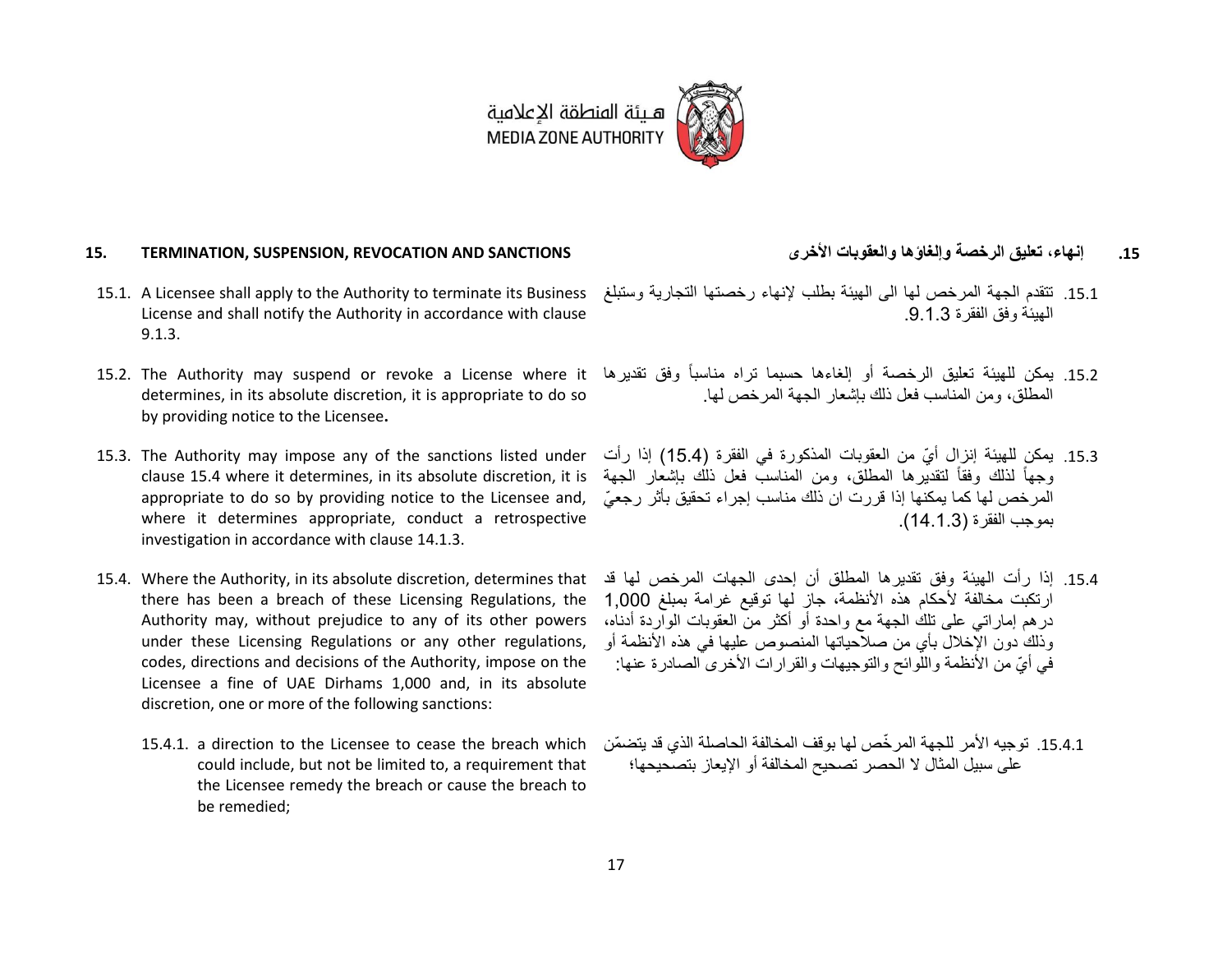## 15. TERMINATION, SUSPENSION, REVOCATION AND SANCTIONS

## .15 إنهاء، تعليق الرخصة وإلغاؤها والعقوبات الأخرى

15.1. A Licensee shall apply to the Authority to terminate its Business License and shall notify the Authority in accordance with clause 9.1.3.

15.1. تتقدم الجهة المرخص لها الى الهيئة بطلب لإنهاء رخصتها التجارية وستبلغ الهيئة وفق الفقرة 9.1.3.

15.2. The Authority may suspend or revoke a License where it determines, in its absolute discretion, it is appropriate to do so by providing notice to the Licensee**.**

15.2. يمكن للهيئة تعليق الرخصة أو إلغاءها حسبما تراه مناسباً وفق تقديرها المطلق، ومن المناسب فعل ذلك بإشعار الجهة المرخص لها.

15.3. The Authority may impose any of the sanctions listed under clause 15.4 where it determines, in its absolute discretion, it is appropriate to do so by providing notice to the Licensee and, where it determines appropriate, conduct a retrospective investigation in accordance with clause 14.1.3.

15.3. يمكن للهيئة إنزال أيّ من العقوبات المذكورة في الفقرة (15.4) إذا رأت وجهاً لذلك وفقاً لتقديرها المطلق، ومن المناسب فعل ذلك بإشعار الجهة المرخص لها كما يمكنها إذا قررت ان ذلك مناسب إجراء تحقيق بأثر رجعيّ بموجب الفقرة (14.1.3).

15.4. Where the Authority, in its absolute discretion, determines that there has been a breach of these Licensing Regulations, the Authority may, without prejudice to any of its other powers under these Licensing Regulations or any other regulations, codes, directions and decisions of the Authority, impose on the Licensee a fine of UAE Dirhams 1,000 and, in its absolute discretion, one or more of the following sanctions:

15.4. إذا رأت الهيئة وفق تقديرها المطلق أن إحدى الجهات المرخص لها قد ارتكبت مخالفة لأحكام هذه الأنظمة، جاز لها توقيع غرامة بمبلغ 1,000 درهم إماراتي على تلك الجهة مع واحدة أو أكثر من العقوبات الواردة أدناه، وذلك دون الإخلال بأي من صلاحياتها المنصوص عليها في هذه الأنظمة أو في أيّ من الأنظمة واللوائح والتوجيهات والقرارات الأخرى الصادرة عنها:

15.4.1. a direction to the Licensee to cease the breach which could include, but not be limited to, a requirement that the Licensee remedy the breach or cause the breach to be remedied;

15.4.1. توجيه الأمر للجهة المرخّص لها بوقف المخالفة الحاصلة الذي قد يتضمّن على سبيل المثال لا الحصر تصحيح المخالفة أو الإيعاز بتصحيحها؛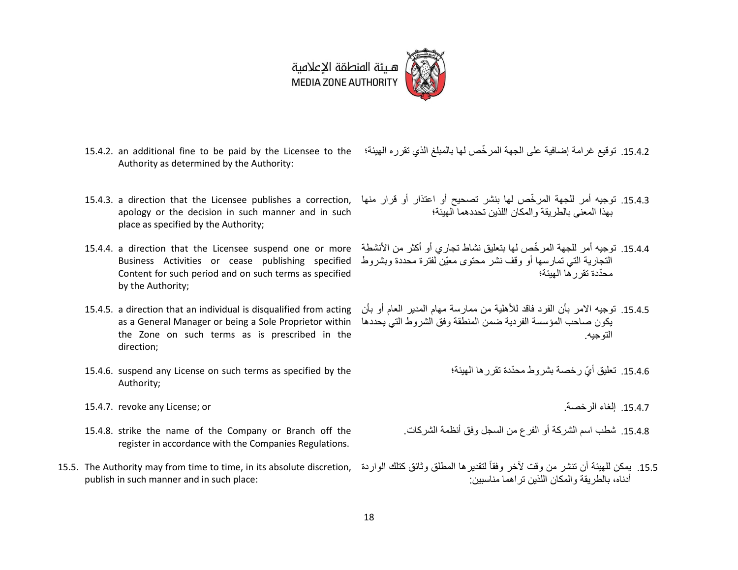15.4.2. an additional fine to be paid by the Licensee to the Authority as determined by the Authority:

15.4.2. توقيع غرامة إضافية على الجهة المرخّص لها بالمبلغ الذي تقرره الهيئة؛

15.4.3. a direction that the Licensee publishes a correction, apology or the decision in such manner and in such place as specified by the Authority;

15.4.3. توجيه أمر للجهة المرخّص لها بنشر تصحيح أو اعتذار أو قرار منها بهذا المعنى بالطريقة والمكان اللذين تحددهما الهيئة؛

15.4.4. a direction that the Licensee suspend one or more Business Activities or cease publishing specified Content for such period and on such terms as specified by the Authority;

15.4.4. توجيه أمر للجهة المرخّص لها بتعليق نشاط تجاري أو أكثر من الأنشطة التجارية التي تمارسها أو وقف نشر محتوى معيّن لفترة محددة وبشروط محدّدة تقررها الهيئة؛

15.4.5. a direction that an individual is disqualified from acting as a General Manager or being a Sole Proprietor within the Zone on such terms as is prescribed in the direction;

15.4.5. توجيه الامر بأن الفرد فاقد للأهلية من ممارسة مهام المدير العام أو بأن يكون صاحب المؤسسة الفردية ضمن المنطقة وفق الشروط التي يحددها التوجيه.

15.4.6. suspend any License on such terms as specified by the Authority;

15.4.6. تعليق أيّ رخصة بشروط محدّدة تقررها الهيئة؛

15.4.7. revoke any License; or

15.4.7. إلغاء الرخصة.

15.4.8. strike the name of the Company or Branch off the register in accordance with the Companies Regulations.

15.4.8. شطب اسم الشركة أو الفرع من السجل وفق أنظمة الشركات.

15.5. The Authority may from time to time, in its absolute discretion, publish in such manner and in such place:

15.5. يمكن للهيئة أن تنشر من وقت لآخر وفقاً لتقديرها المطلق وثائق كتلك الواردة أدناه، بالطريقة والمكان اللذين تراهما مناسبين: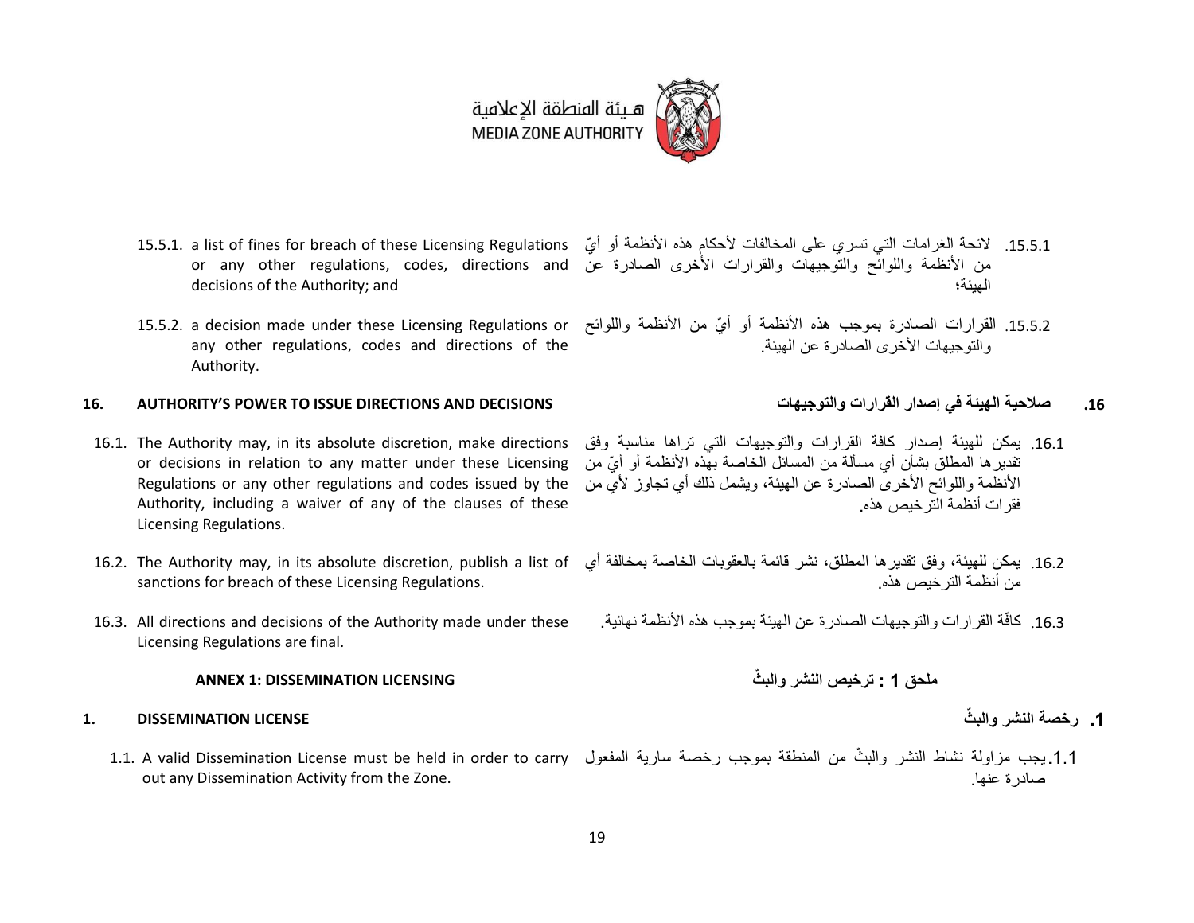15.5.1. a list of fines for breach of these Licensing Regulations or any other regulations, codes, directions and decisions of the Authority; and

15.5.1. لائحة الغرامات التي تسري على المخالفات لأحكام هذه الأنظمة أو أيّ من الأنظمة واللوائح والتوجيهات والقرارات الأخرى الصادرة عن الهيئة؛

15.5.2. a decision made under these Licensing Regulations or any other regulations, codes and directions of the Authority.

15.5.2. القرارات الصادرة بموجب هذه الأنظمة أو أيّ من الأنظمة واللوائح والتوجيهات الأخرى الصادرة عن الهيئة.

## 16. AUTHORITY'S POWER TO ISSUE DIRECTIONS AND DECISIONS

## 16. صلاحية الهيئة في إصدار القرارات والتوجيهات

16.1. The Authority may, in its absolute discretion, make directions or decisions in relation to any matter under these Licensing Regulations or any other regulations and codes issued by the Authority, including a waiver of any of the clauses of these Licensing Regulations.

16.1. يمكن للهيئة إصدار كافة القرارات والتوجيهات التي تراها مناسبة وفق تقديرها المطلق بشأن أي مسألة من المسائل الخاصة بهذه الأنظمة أو أيّ من الأنظمة واللوائح الأخرى الصادرة عن الهيئة، ويشمل ذلك أي تجاوز لأي من فقرات أنظمة الترخيص هذه.

16.2. The Authority may, in its absolute discretion, publish a list of sanctions for breach of these Licensing Regulations.

16.2. يمكن للهيئة، وفق تقديرها المطلق، نشر قائمة بالعقوبات الخاصة بمخالفة أي من أنظمة الترخيص هذه.

16.3. All directions and decisions of the Authority made under these Licensing Regulations are final.

16.3. كافّة القرارات والتوجيهات الصادرة عن الهيئة بموجب هذه الأنظمة نهائية.

## ANNEX 1: DISSEMINATION LICENSING

## ملحق 1 : ترخيص النشر والبثّ

### 1. DISSEMINATION LICENSE

### 1. رخصة النشر والبثّ

1.1. A valid Dissemination License must be held in order to carry out any Dissemination Activity from the Zone.

1.1. يجب مزاولة نشاط النشر والبثّ من المنطقة بموجب رخصة سارية المفعول صادرة عنها.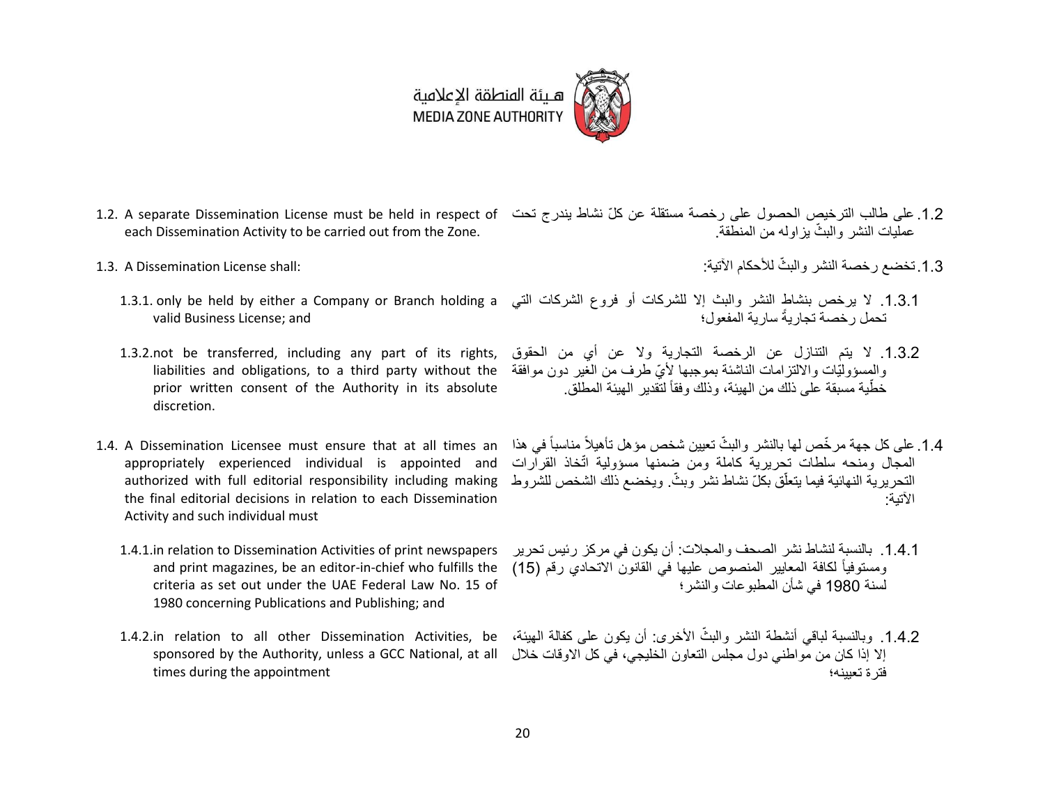1.2. A separate Dissemination License must be held in respect of each Dissemination Activity to be carried out from the Zone.

1.2. على طالب الترخيص الحصول على رخصة مستقلة عن كلّ نشاط يندرج تحت عمليات النشر والبثّ يزاوله من المنطقة.

1.3. A Dissemination License shall:

1.3. تخضع رخصة النشر والبثّ للأحكام الآتية:

1.3.1. only be held by either a Company or Branch holding a valid Business License; and

1.3.1. لا يرخص بنشاط النشر والبث إلا للشركات أو فروع الشركات التي تحمل رخصة تجاريةً سارية المفعول؛

1.3.2. not be transferred, including any part of its rights, liabilities and obligations, to a third party without the prior written consent of the Authority in its absolute discretion.

1.3.2. لا يتم التنازل عن الرخصة التجارية ولا عن أي من الحقوق والمسؤوليّات والالتزامات الناشئة بموجبها لأيّ طرف من الغير دون موافقة خطّية مسبقة على ذلك من الهيئة، وذلك وفقاً لتقدير الهيئة المطلق.

1.4. A Dissemination Licensee must ensure that at all times an appropriately experienced individual is appointed and authorized with full editorial responsibility including making the final editorial decisions in relation to each Dissemination Activity and such individual must

1.4. على كل جهة مرخّص لها بالنشر والبثّ تعيين شخص مؤهل تأهيلاً مناسباً في هذا المجال ومنحه سلطات تحريرية كاملة ومن ضمنها مسؤولية اتّخاذ القرارات التحريرية النهائية فيما يتعلّق بكلّ نشاط نشر وبثّ. ويخضع ذلك الشخص للشروط الآتية:

1.4.1. in relation to Dissemination Activities of print newspapers and print magazines, be an editor-in-chief who fulfills the criteria as set out under the UAE Federal Law No. 15 of 1980 concerning Publications and Publishing; and

1.4.1. بالنسبة لنشاط نشر الصحف والمجلات: أن يكون في مركز رئيس تحرير ومستوفياً لكافة المعايير المنصوص عليها في القانون الاتحادي رقم (15) لسنة 1980 في شأن المطبوعات والنشر؛

1.4.2. in relation to all other Dissemination Activities, be sponsored by the Authority, unless a GCC National, at all times during the appointment

1.4.2. وبالنسبة لباقي أنشطة النشر والبثّ الأخرى: أن يكون على كفالة الهيئة، إلا إذا كان من مواطني دول مجلس التعاون الخليجي، في كل الاوقات خلال فترة تعيينه؛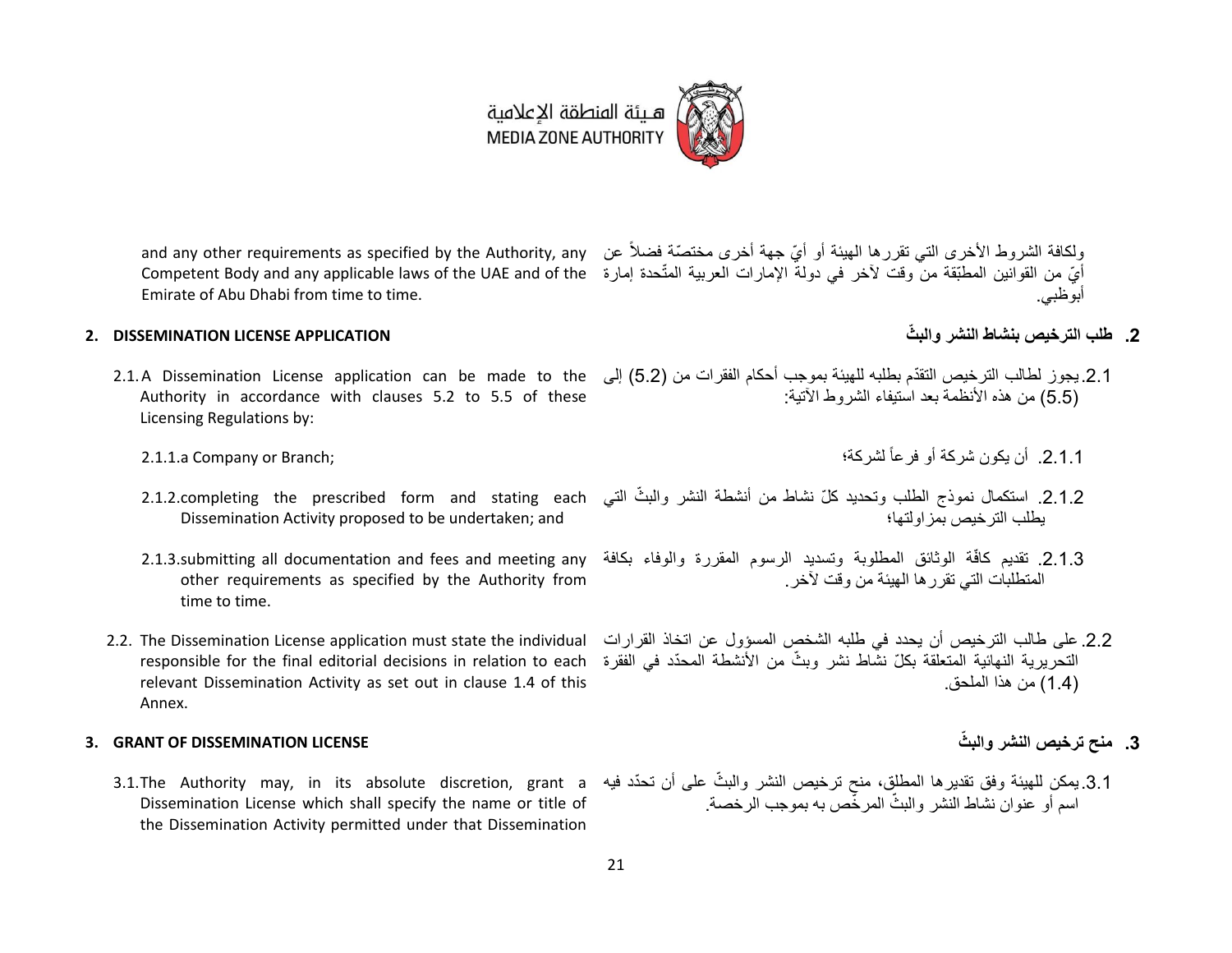and any other requirements as specified by the Authority, any Competent Body and any applicable laws of the UAE and of the Emirate of Abu Dhabi from time to time.

ولكافة الشروط الأخرى التي تقررها الهيئة أو أيّ جهة أخرى مختصّة فضلاً عن أيّ من القوانين المطبّقة من وقت لآخر في دولة الإمارات العربية المتّحدة إمارة أبوظبي.

## 2. DISSEMINATION LICENSE APPLICATION

## 2. طلب الترخيص بنشاط النشر والبثّ

2.1. A Dissemination License application can be made to the Authority in accordance with clauses 5.2 to 5.5 of these Licensing Regulations by:

2.1. يجوز لطالب الترخيص التقدّم بطلبه للهيئة بموجب أحكام الفقرات من (5.2) إلى (5.5) من هذه الأنظمة بعد استيفاء الشروط الآتية:

2.1.1. a Company or Branch;

2.1.1. أن يكون شركة أو فرعاً لشركة؛

2.1.2. completing the prescribed form and stating each Dissemination Activity proposed to be undertaken; and

2.1.2. استكمال نموذج الطلب وتحديد كلّ نشاط من أنشطة النشر والبثّ التي يطلب الترخيص بمزاولتها؛

2.1.3. submitting all documentation and fees and meeting any other requirements as specified by the Authority from time to time.

2.1.3. تقديم كافّة الوثائق المطلوبة وتسديد الرسوم المقررة والوفاء بكافة المتطلبات التي تقررها الهيئة من وقت لآخر.

2.2. The Dissemination License application must state the individual responsible for the final editorial decisions in relation to each relevant Dissemination Activity as set out in clause 1.4 of this Annex.

2.2. على طالب الترخيص أن يحدد في طلبه الشخص المسؤول عن اتخاذ القرارات التحريرية النهائية المتعلقة بكلّ نشاط نشر وبثّ من الأنشطة المحدّد في الفقرة (1.4) من هذا الملحق.

## 3. GRANT OF DISSEMINATION LICENSE

## 3. منح ترخيص النشر والبثّ

3.1. The Authority may, in its absolute discretion, grant a Dissemination License which shall specify the name or title of the Dissemination Activity permitted under that Dissemination

3.1. يمكن للهيئة وفق تقديرها المطلق، منح ترخيص النشر والبثّ على أن تحدّد فيه اسم أو عنوان نشاط النشر والبثّ المرخّص به بموجب الرخصة.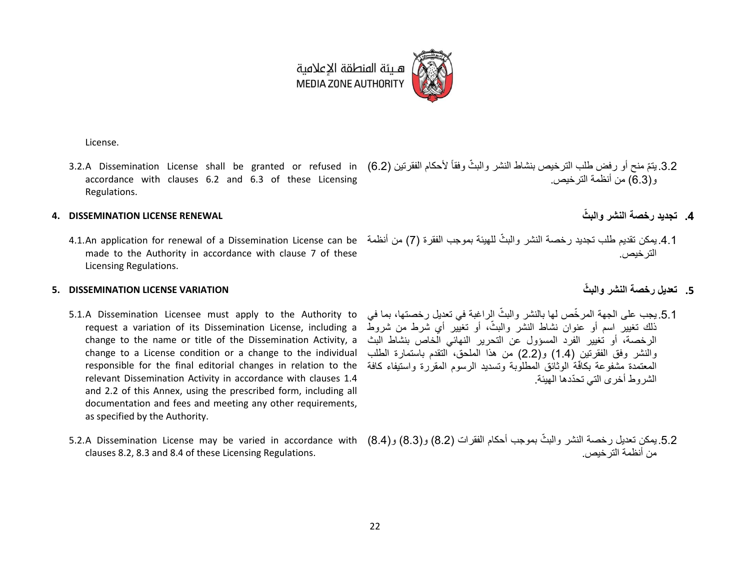License.

3.2. A Dissemination License shall be granted or refused in accordance with clauses 6.2 and 6.3 of these Licensing Regulations.

3.2. يتمّ منح أو رفض طلب الترخيص بنشاط النشر والبثّ وفقاً لأحكام الفقرتين (6.2) و(6.3) من أنظمة الترخيص.

## 4. DISSEMINATION LICENSE RENEWAL

## 4. تجديد رخصة النشر والبثّ

4.1. An application for renewal of a Dissemination License can be made to the Authority in accordance with clause 7 of these Licensing Regulations.

4.1. يمكن تقديم طلب تجديد رخصة النشر والبثّ للهيئة بموجب الفقرة (7) من أنظمة الترخيص.

## 5. DISSEMINATION LICENSE VARIATION

## 5. تعديل رخصة النشر والبثّ

5.1. A Dissemination Licensee must apply to the Authority to request a variation of its Dissemination License, including a change to the name or title of the Dissemination Activity, a change to a License condition or a change to the individual responsible for the final editorial changes in relation to the relevant Dissemination Activity in accordance with clauses 1.4 and 2.2 of this Annex, using the prescribed form, including all documentation and fees and meeting any other requirements, as specified by the Authority.

5.1. يجب على الجهة المرخّص لها بالنشر والبثّ الراغبة في تعديل رخصتها، بما في ذلك تغيير اسم أو عنوان نشاط النشر والبثّ، أو تغيير أي شرط من شروط الرخصة، أو تغيير الفرد المسؤول عن التحرير النهائي الخاص بنشاط البث والنشر وفق الفقرتين (1.4) و(2.2) من هذا الملحق، التقدم باستمارة الطلب المعتمدة مشفوعة بكافّة الوثائق المطلوبة وتسديد الرسوم المقررة واستيفاء كافة الشروط أخرى التي تحدّدها الهيئة.

5.2. A Dissemination License may be varied in accordance with clauses 8.2, 8.3 and 8.4 of these Licensing Regulations.

5.2. يمكن تعديل رخصة النشر والبثّ بموجب أحكام الفقرات (8.2) و(8.3) و(8.4) من أنظمة الترخيص.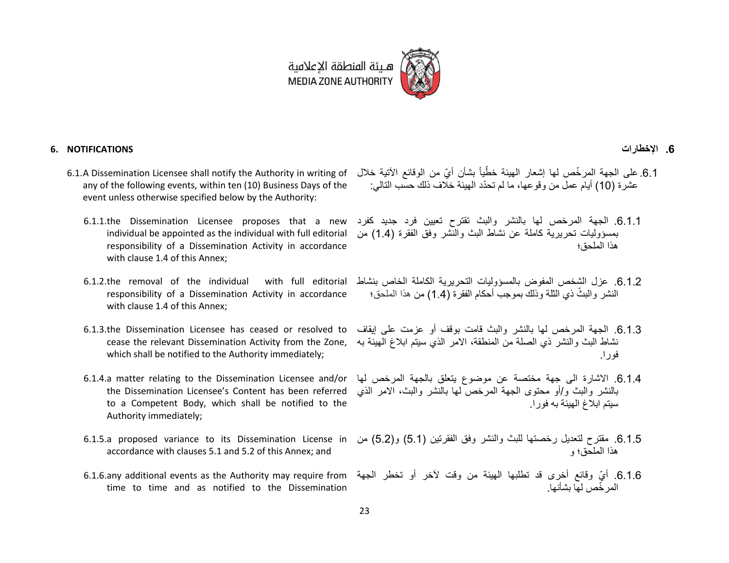## 6. NOTIFICATIONS

6.1. A Dissemination Licensee shall notify the Authority in writing of any of the following events, within ten (10) Business Days of the event unless otherwise specified below by the Authority:

6.1.1. the Dissemination Licensee proposes that a new individual be appointed as the individual with full editorial responsibility of a Dissemination Activity in accordance with clause 1.4 of this Annex;

6.1.2. the removal of the individual with full editorial responsibility of a Dissemination Activity in accordance with clause 1.4 of this Annex;

6.1.3. the Dissemination Licensee has ceased or resolved to cease the relevant Dissemination Activity from the Zone, which shall be notified to the Authority immediately;

6.1.4. a matter relating to the Dissemination Licensee and/or the Dissemination Licensee's Content has been referred to a Competent Body, which shall be notified to the Authority immediately;

6.1.5. a proposed variance to its Dissemination License in accordance with clauses 5.1 and 5.2 of this Annex; and

6.1.6. any additional events as the Authority may require from time to time and as notified to the Dissemination

## 6. الإخطارات

6.1. على الجهة المرخّص لها إشعار الهيئة خطّياً بشأن أيّ من الوقائع الآتية خلال عشرة (10) أيام عمل من وقوعها، ما لم تحدّد الهيئة خلاف ذلك حسب التالي:

6.1.1. الجهة المرخص لها بالنشر والبث تقترح تعيين فرد جديد كفرد بمسؤوليات تحريرية كاملة عن نشاط البث والنشر وفق الفقرة (1.4) من هذا الملحق؛

6.1.2. عزل الشخص المفوض بالمسؤوليات التحريرية الكاملة الخاص بنشاط النشر والبثّ ذي الثلة وذلك بموجب أحكام الفقرة (1.4) من هذا الملحق؛

6.1.3. الجهة المرخص لها بالنشر والبث قامت بوقف أو عزمت على إيقاف نشاط البث والنشر ذي الصلة من المنطقة، الامر الذي سيتم ابلاغ الهيئة به فورا.

6.1.4. الاشارة الى جهة مختصة عن موضوع يتعلق بالجهة المرخص لها بالنشر والبث و/أو محتوى الجهة المرخص لها بالنشر والبث، الامر الذي سيتم ابلاغ الهيئة به فورا.

6.1.5. مقترح لتعديل رخصتها للبث والنشر وفق الفقرتين (5.1) و(5.2) من هذا الملحق؛ و

6.1.6. أيّ وقائع أخرى قد تطلبها الهيئة من وقت لآخر أو تخطر الجهة المرخّص لها بشأنها.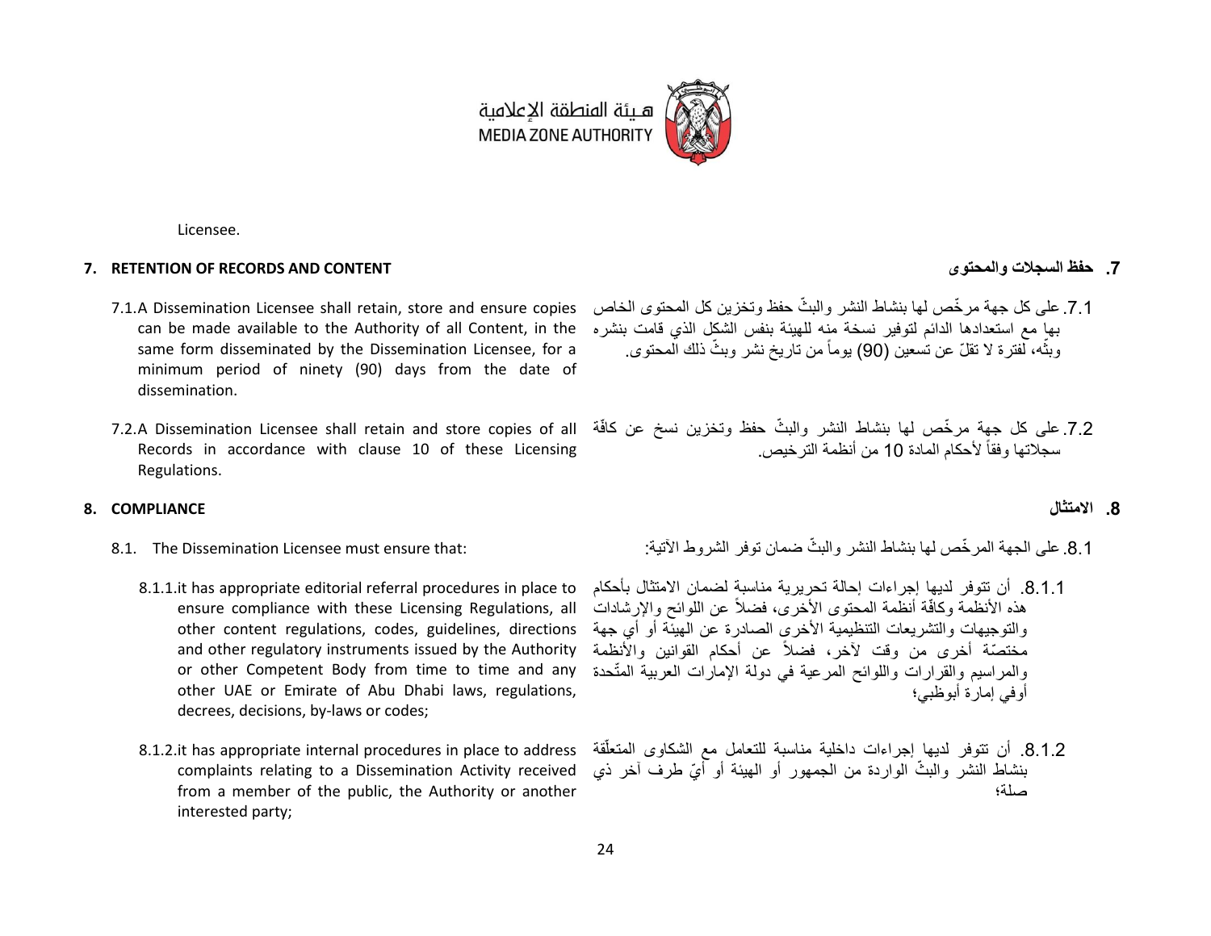Licensee.

## 7. RETENTION OF RECORDS AND CONTENT

## 7. حفظ السجلات والمحتوى

7.1. A Dissemination Licensee shall retain, store and ensure copies can be made available to the Authority of all Content, in the same form disseminated by the Dissemination Licensee, for a minimum period of ninety (90) days from the date of dissemination.

7.1. على كل جهة مرخّص لها بنشاط النشر والبثّ حفظ وتخزين كل المحتوى الخاص بها مع استعدادها الدائم لتوفير نسخة منه للهيئة بنفس الشكل الذي قامت بنشره وبثّه، لفترة لا تقلّ عن تسعين (90) يوماً من تاريخ نشر وبثّ ذلك المحتوى.

7.2. A Dissemination Licensee shall retain and store copies of all Records in accordance with clause 10 of these Licensing Regulations.

7.2. على كل جهة مرخّص لها بنشاط النشر والبثّ حفظ وتخزين نسخ عن كافّة سجلاتها وفقاً لأحكام المادة 10 من أنظمة الترخيص.

## 8. COMPLIANCE

## 8. الامتثال

8.1. The Dissemination Licensee must ensure that:

8.1. على الجهة المرخّص لها بنشاط النشر والبثّ ضمان توفر الشروط الآتية:

8.1.1. it has appropriate editorial referral procedures in place to ensure compliance with these Licensing Regulations, all other content regulations, codes, guidelines, directions and other regulatory instruments issued by the Authority or other Competent Body from time to time and any other UAE or Emirate of Abu Dhabi laws, regulations, decrees, decisions, by-laws or codes;

8.1.1. أن تتوفر لديها إجراءات إحالة تحريرية مناسبة لضمان الامتثال بأحكام هذه الأنظمة وكافّة أنظمة المحتوى الأخرى، فضلاً عن اللوائح والإرشادات والتوجيهات والتشريعات التنظيمية الأخرى الصادرة عن الهيئة أو أي جهة مختصّة أخرى من وقت لآخر، فضلاً عن أحكام القوانين والأنظمة والمراسيم والقرارات واللوائح المرعية في دولة الإمارات العربية المتّحدة أوفي إمارة أبوظبي؛

8.1.2. it has appropriate internal procedures in place to address complaints relating to a Dissemination Activity received from a member of the public, the Authority or another interested party;

8.1.2. أن تتوفر لديها إجراءات داخلية مناسبة للتعامل مع الشكاوى المتعلّقة بنشاط النشر والبثّ الواردة من الجمهور أو الهيئة أو أيّ طرف آخر ذي صلة؛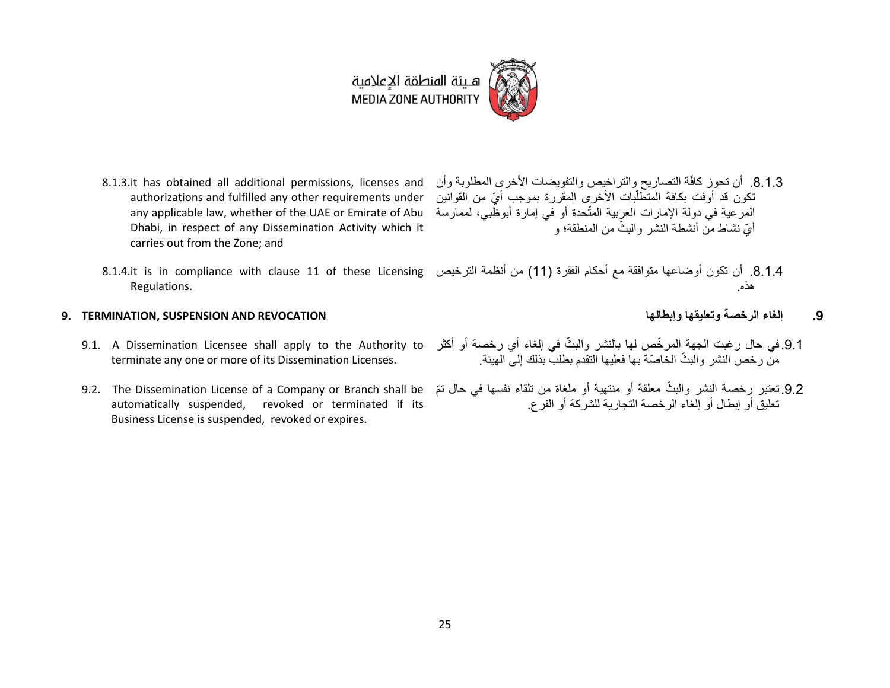8.1.3. it has obtained all additional permissions, licenses and authorizations and fulfilled any other requirements under any applicable law, whether of the UAE or Emirate of Abu Dhabi, in respect of any Dissemination Activity which it carries out from the Zone; and

8.1.3. أن تحوز كافّة التصاريح والتراخيص والتفويضات الأخرى المطلوبة وأن تكون قد أوفت بكافة المتطلّبات الأخرى المقررة بموجب أيّ من القوانين المرعية في دولة الإمارات العربية المتّحدة أو في إمارة أبوظبي، لممارسة أيّ نشاط من أنشطة النشر والبثّ من المنطقة؛ و

8.1.4. it is in compliance with clause 11 of these Licensing Regulations.

8.1.4. أن تكون أوضاعها متوافقة مع أحكام الفقرة (11) من أنظمة الترخيص هذه.

## 9. TERMINATION, SUSPENSION AND REVOCATION

## 9. إلغاء الرخصة وتعليقها وإبطالها

9.1. A Dissemination Licensee shall apply to the Authority to terminate any one or more of its Dissemination Licenses.

9.1. في حال رغبت الجهة المرخّص لها بالنشر والبثّ في إلغاء أي رخصة أو أكثر من رخص النشر والبثّ الخاصّة بها فعليها التقدم بطلب بذلك إلى الهيئة.

9.2. The Dissemination License of a Company or Branch shall be automatically suspended, revoked or terminated if its Business License is suspended, revoked or expires.

9.2. تعتبر رخصة النشر والبثّ معلقة أو منتهية أو ملغاة من تلقاء نفسها في حال تمّ تعليق أو إبطال أو إلغاء الرخصة التجارية للشركة أو الفرع.